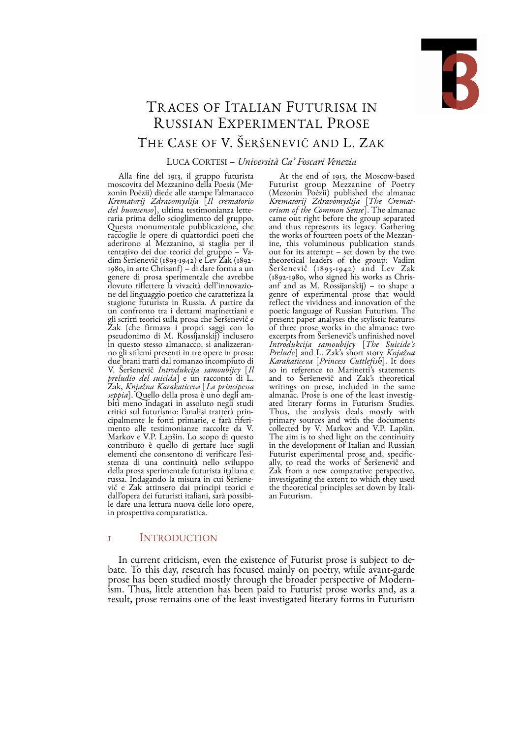# Traces of Italian Futurism in Russian Experimental Prose

## The Case of V. Šeršenevič and L. Zak

Luca Cortesi – *Università Ca' Foscari Venezia*

Alla fine del 1913, il gruppo futurista moscovita del Mezzanino della Poesia (Mezonin Poėzii) diede alle stampe l'almanacco *Krematorij Zdravomyslija* [*Il crematorio del buonsenso*], ultima testimonianza letteraria prima dello scioglimento del gruppo. Questa monumentale pubblicazione, che raccoglie le opere di quattordici poeti che aderirono al Mezzanino, si staglia per il tentativo dei due teorici del gruppo – Vadim Šeršenevič (1893-1942) e Lev Zak (1892-1980, in arte Chrisanf) – di dare forma a un genere di prosa sperimentale che avrebbe dovuto riflettere la vivacità dell'innovazione del linguaggio poetico che caratterizza la stagione futurista in Russia. A partire da un confronto tra i dettami marinettiani e gli scritti teorici sulla prosa che Šeršenevič e Zak (che firmava i propri saggi con lo pseudonimo di M. Rossijanskij) inclusero in questo stesso almanacco, si analizzeranno gli stilemi presenti in tre opere in prosa: due brani tratti dal romanzo incompiuto di V. Šeršenevič *Introdukcija samoubijcy* [*Il preludio del suicida*] e un racconto di L. Zak, *Knjažna Karakaticeva* [*La principessa seppia*]. Quello della prosa è uno degli ambiti meno indagati in assoluto negli studi critici sul futurismo: l'analisi tratterà principalmente le fonti primarie, e farà riferimento alle testimonianze raccolte da V. Markov e V.P. Lapšin. Lo scopo di questo contributo è quello di gettare luce sugli elementi che consentono di verificare l'esistenza di una continuità nello sviluppo della prosa sperimentale futurista italiana e russa. Indagando la misura in cui Šeršenevič e Zak attinsero dai principi teorici e dall'opera dei futuristi italiani, sarà possibile dare una lettura nuova delle loro opere, in prospettiva comparatistica.

At the end of 1913, the Moscow-based Futurist group Mezzanine of Poetry (Mezonin Poėzii) published the almanac *Krematorij Zdravomyslija* [*The Crematorium of the Common Sense*]. The almanac came out right before the group separated and thus represents its legacy. Gathering the works of fourteen poets of the Mezzanine, this voluminous publication stands out for its attempt – set down by the two theoretical leaders of the group: Vadim Šeršenevič (1893-1942) and Lev Zak (1892-1980, who signed his works as Chrisanf and as M. Rossijanskij) – to shape a genre of experimental prose that would reflect the vividness and innovation of the poetic language of Russian Futurism. The present paper analyses the stylistic features of three prose works in the almanac: two excerpts from Šeršenevič's unfinished novel *Introdukcija samoubijcy* [*The Suicide's Prelude*] and L. Zak's short story *Knjažna Karakaticeva* [*Princess Cuttlefish*]. It does so in reference to Marinetti's statements and to Šeršenevič and Zak's theoretical writings on prose, included in the same almanac. Prose is one of the least investigated literary forms in Futurism Studies. Thus, the analysis deals mostly with primary sources and with the documents collected by V. Markov and V.P. Lapšin. The aim is to shed light on the continuity in the development of Italian and Russian Futurist experimental prose and, specifically, to read the works of Šeršenevič and Zak from a new comparative perspective, investigating the extent to which they used the theoretical principles set down by Italian Futurism.

## 1 Introduction

In current criticism, even the existence of Futurist prose is subject to debate. To this day, research has focused mainly on poetry, while avant-garde prose has been studied mostly through the broader perspective of Modernism. Thus, little attention has been paid to Futurist prose works and, as a result, prose remains one of the least investigated literary forms in Futurism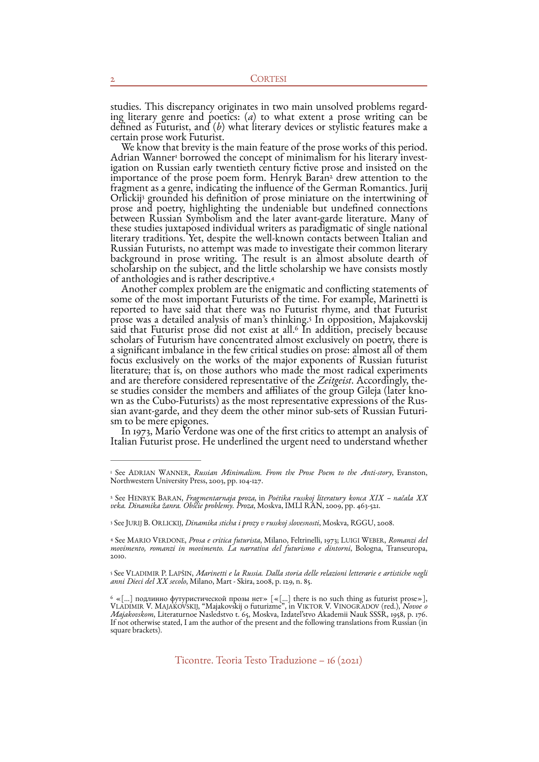studies. This discrepancy originates in two main unsolved problems regarding literary genre and poetics: (*a*) to what extent a prose writing can be defined as Futurist, and (*b*) what literary devices or stylistic features make a certain prose work Futurist.

We know that brevity is the main feature of the prose works of this period. Adrian Wanner[1] borrowed the concept of minimalism for his literary investigation on Russian early twentieth century fictive prose and insisted on the importance of the prose poem form. Henryk Baran[2] drew attention to the fragment as a genre, indicating the influence of the German Romantics. Jurij Orlickij[3] grounded his definition of prose miniature on the intertwining of prose and poetry, highlighting the undeniable but undefined connections between Russian Symbolism and the later avant-garde literature. Many of these studies juxtaposed individual writers as paradigmatic of single national literary traditions. Yet, despite the well-known contacts between Italian and Russian Futurists, no attempt was made to investigate their common literary background in prose writing. The result is an almost absolute dearth of scholarship on the subject, and the little scholarship we have consists mostly of anthologies and is rather descriptive.[4]

Another complex problem are the enigmatic and conflicting statements of some of the most important Futurists of the time. For example, Marinetti is reported to have said that there was no Futurist rhyme, and that Futurist prose was a detailed analysis of man's thinking.[5] In opposition, Majakovskij said that Futurist prose did not exist at all.[6] In addition, precisely because scholars of Futurism have concentrated almost exclusively on poetry, there is a significant imbalance in the few critical studies on prose: almost all of them focus exclusively on the works of the major exponents of Russian futurist literature; that is, on those authors who made the most radical experiments and are therefore considered representative of the *Zeitgeist*. Accordingly, these studies consider the members and affiliates of the group Gileja (later known as the Cubo-Futurists) as the most representative expressions of the Russian avant-garde, and they deem the other minor sub-sets of Russian Futurism to be mere epigones.

In 1973, Mario Verdone was one of the first critics to attempt an analysis of Italian Futurist prose. He underlined the urgent need to understand whether

---

[1] See ADRIAN WANNER, *Russian Minimalism. From the Prose Poem to the Anti-story*, Evanston, Northwestern University Press, 2003, pp. 104-127.

[2] See HENRYK BARAN, *Fragmentarnaja proza*, in *Poėtika russkoj literatury konca XIX – načala XX veka. Dinamika žanra. Obščie problemy. Proza*, Moskva, IMLI RAN, 2009, pp. 463-521.

[3] See JURIJ B. ORLICKIJ, *Dinamika sticha i prozy v russkoj slovesnosti*, Moskva, RGGU, 2008.

[4] See MARIO VERDONE, *Prosa e critica futurista*, Milano, Feltrinelli, 1973; LUIGI WEBER, *Romanzi del movimento, romanzi in movimento. La narrativa del futurismo e dintorni*, Bologna, Transeuropa, 2010.

[5] See VLADIMIR P. LAPŠIN, *Marinetti e la Russia. Dalla storia delle relazioni letterarie e artistiche negli anni Dieci del XX secolo*, Milano, Mart - Skira, 2008, p. 129, n. 85.

[6] «[...] подлинно футуристической прозы нет» [«[...] there is no such thing as futurist prose»], VLADIMIR V. MAJAKOVSKIJ, "Majakovskij o futurizme", in VIKTOR V. VINOGRADOV (red.), *Novoe o Majakovskom*, Literaturnoe Nasledstvo t. 65, Moskva, Izdatel'stvo Akademii Nauk SSSR, 1958, p. 176. If not otherwise stated, I am the author of the present and the following translations from Russian (in square brackets).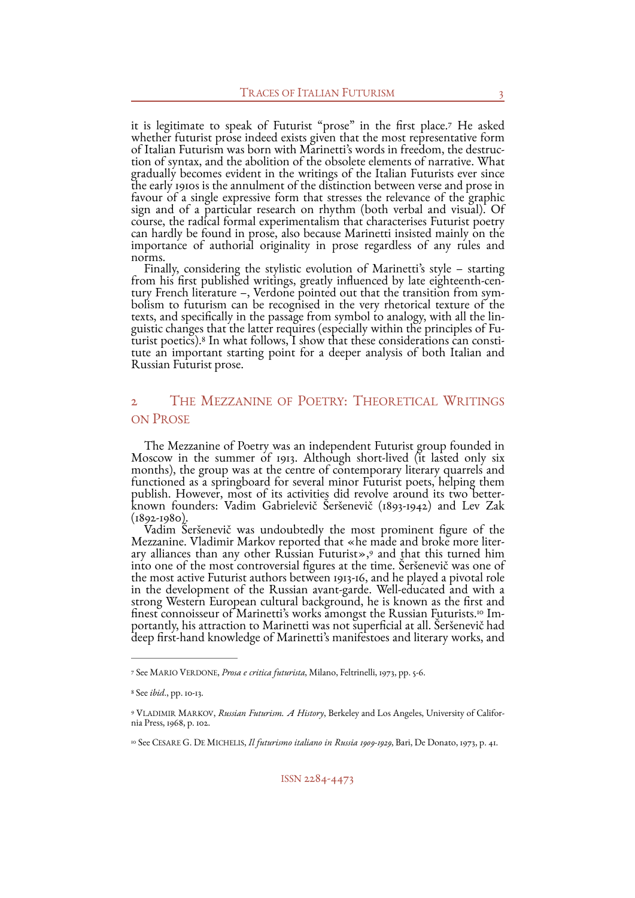it is legitimate to speak of Futurist "prose" in the first place.[7] He asked whether futurist prose indeed exists given that the most representative form of Italian Futurism was born with Marinetti's words in freedom, the destruction of syntax, and the abolition of the obsolete elements of narrative. What gradually becomes evident in the writings of the Italian Futurists ever since the early 1910s is the annulment of the distinction between verse and prose in favour of a single expressive form that stresses the relevance of the graphic sign and of a particular research on rhythm (both verbal and visual). Of course, the radical formal experimentalism that characterises Futurist poetry can hardly be found in prose, also because Marinetti insisted mainly on the importance of authorial originality in prose regardless of any rules and norms.

Finally, considering the stylistic evolution of Marinetti's style – starting from his first published writings, greatly influenced by late eighteenth-century French literature –, Verdone pointed out that the transition from symbolism to futurism can be recognised in the very rhetorical texture of the texts, and specifically in the passage from symbol to analogy, with all the linguistic changes that the latter requires (especially within the principles of Futurist poetics).[8] In what follows, I show that these considerations can constitute an important starting point for a deeper analysis of both Italian and Russian Futurist prose.

## 2 The Mezzanine of Poetry: Theoretical Writings on Prose

The Mezzanine of Poetry was an independent Futurist group founded in Moscow in the summer of 1913. Although short-lived (it lasted only six months), the group was at the centre of contemporary literary quarrels and functioned as a springboard for several minor Futurist poets, helping them publish. However, most of its activities did revolve around its two better-known founders: Vadim Gabrielevič Šeršenevič (1893-1942) and Lev Zak (1892-1980).

Vadim Šeršenevič was undoubtedly the most prominent figure of the Mezzanine. Vladimir Markov reported that «he made and broke more literary alliances than any other Russian Futurist»,[9] and that this turned him into one of the most controversial figures at the time. Šeršenevič was one of the most active Futurist authors between 1913-16, and he played a pivotal role in the development of the Russian avant-garde. Well-educated and with a strong Western European cultural background, he is known as the first and finest connoisseur of Marinetti's works amongst the Russian Futurists.[10] Importantly, his attraction to Marinetti was not superficial at all. Šeršenevič had deep first-hand knowledge of Marinetti's manifestoes and literary works, and

---

[7] See Mario Verdone, *Prosa e critica futurista*, Milano, Feltrinelli, 1973, pp. 5-6.

[8] See *ibid.*, pp. 10-13.

[9] Vladimir Markov, *Russian Futurism. A History*, Berkeley and Los Angeles, University of California Press, 1968, p. 102.

[10] See Cesare G. De Michelis, *Il futurismo italiano in Russia 1909-1929*, Bari, De Donato, 1973, p. 41.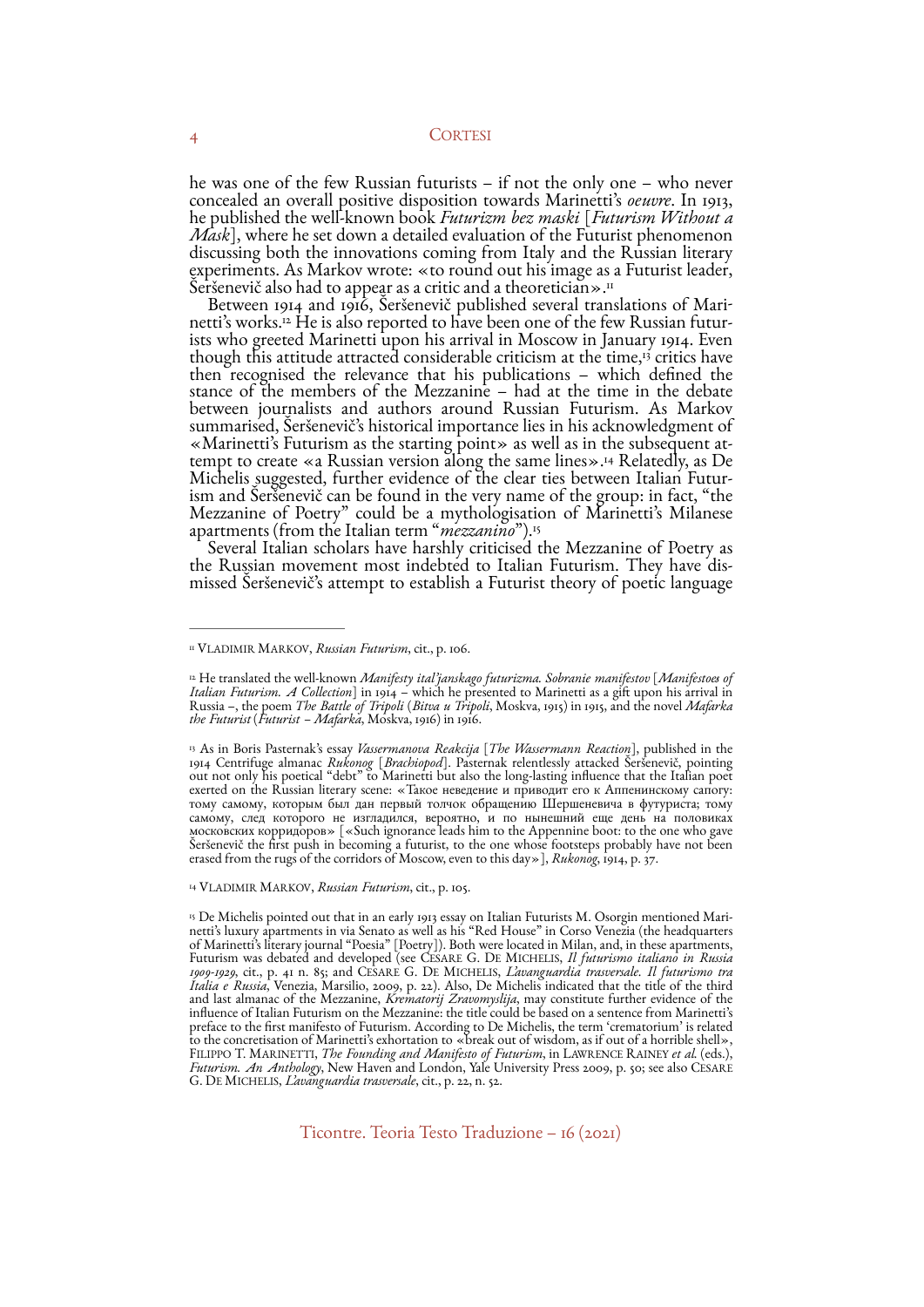he was one of the few Russian futurists – if not the only one – who never concealed an overall positive disposition towards Marinetti's *oeuvre*. In 1913, he published the well-known book *Futurizm bez maski* [*Futurism Without a Mask*], where he set down a detailed evaluation of the Futurist phenomenon discussing both the innovations coming from Italy and the Russian literary experiments. As Markov wrote: «to round out his image as a Futurist leader, Šeršenevič also had to appear as a critic and a theoretician».[11]

Between 1914 and 1916, Šeršenevič published several translations of Marinetti's works.[12] He is also reported to have been one of the few Russian futurists who greeted Marinetti upon his arrival in Moscow in January 1914. Even though this attitude attracted considerable criticism at the time,[13] critics have then recognised the relevance that his publications – which defined the stance of the members of the Mezzanine – had at the time in the debate between journalists and authors around Russian Futurism. As Markov summarised, Šeršenevič's historical importance lies in his acknowledgment of «Marinetti's Futurism as the starting point» as well as in the subsequent attempt to create «a Russian version along the same lines».[14] Relatedly, as De Michelis suggested, further evidence of the clear ties between Italian Futurism and Šeršenevič can be found in the very name of the group: in fact, "the Mezzanine of Poetry" could be a mythologisation of Marinetti's Milanese apartments (from the Italian term "*mezzanino*").[15]

Several Italian scholars have harshly criticised the Mezzanine of Poetry as the Russian movement most indebted to Italian Futurism. They have dismissed Šeršenevič's attempt to establish a Futurist theory of poetic language

---

[11] Vladimir Markov, *Russian Futurism*, cit., p. 106.

[12] He translated the well-known *Manifesty ital'janskago futurizma. Sobranie manifestov* [*Manifestoes of Italian Futurism. A Collection*] in 1914 – which he presented to Marinetti as a gift upon his arrival in Russia –, the poem *The Battle of Tripoli* (*Bitva u Tripoli*, Moskva, 1915) in 1915, and the novel *Mafarka the Futurist* (*Futurist – Mafarka*, Moskva, 1916) in 1916.

[13] As in Boris Pasternak's essay *Vassermanova Reakcija* [*The Wassermann Reaction*], published in the 1914 Centrifuge almanac *Rukonog* [*Brachiopod*]. Pasternak relentlessly attacked Šeršenevič, pointing out not only his poetical "debt" to Marinetti but also the long-lasting influence that the Italian poet exerted on the Russian literary scene: «Такое неведение и приводит его к Аппенинскому сапогу: тому самому, которым был дан первый толчок обращению Шершеневича в футуриста; тому самому, след которого не изгладился, вероятно, и по нынешний еще день на половиках московских коридоров» [«Such ignorance leads him to the Appennine boot: to the one who gave Šeršenevič the first push in becoming a futurist, to the one whose footsteps probably have not been erased from the rugs of the corridors of Moscow, even to this day»], *Rukonog*, 1914, p. 37.

[14] Vladimir Markov, *Russian Futurism*, cit., p. 105.

[15] De Michelis pointed out that in an early 1913 essay on Italian Futurists M. Osorgin mentioned Marinetti's luxury apartments in via Senato as well as his "Red House" in Corso Venezia (the headquarters of Marinetti's literary journal "Poesia" [Poetry]). Both were located in Milan, and, in these apartments, Futurism was debated and developed (see Cesare G. De Michelis, *Il futurismo italiano in Russia 1909-1929*, cit., p. 41 n. 85; and Cesare G. De Michelis, *L'avanguardia trasversale. Il futurismo tra Italia e Russia*, Venezia, Marsilio, 2009, p. 22). Also, De Michelis indicated that the title of the third and last almanac of the Mezzanine, *Krematorij Zravomyslija*, may constitute further evidence of the influence of Italian Futurism on the Mezzanine: the title could be based on a sentence from Marinetti's preface to the first manifesto of Futurism. According to De Michelis, the term 'crematorium' is related to the concretisation of Marinetti's exhortation to «break out of wisdom, as if out of a horrible shell», Filippo T. Marinetti, *The Founding and Manifesto of Futurism*, in Lawrence Rainey *et al.* (eds.), *Futurism. An Anthology*, New Haven and London, Yale University Press 2009, p. 50; see also Cesare G. De Michelis, *L'avanguardia trasversale*, cit., p. 22, n. 52.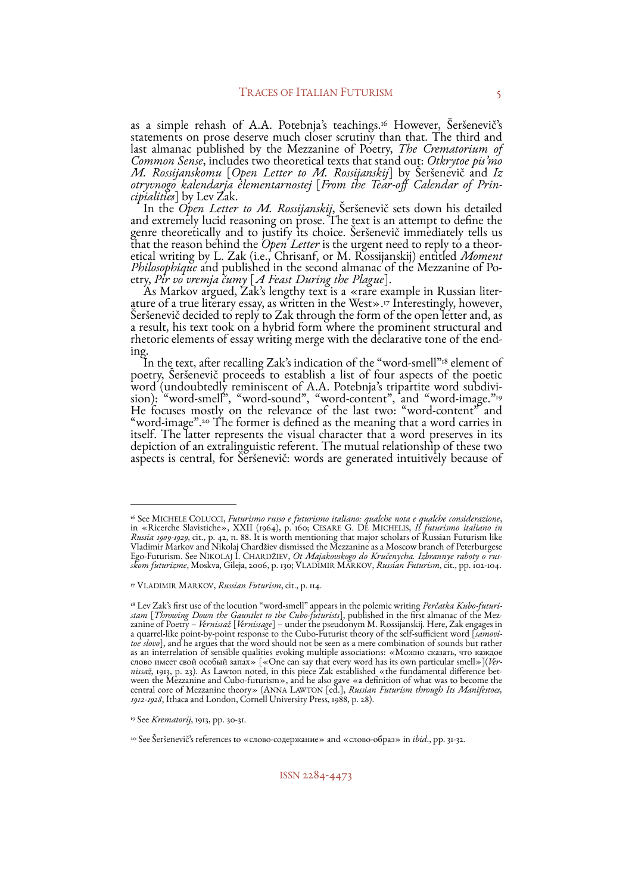as a simple rehash of A.A. Potebnja's teachings.[16] However, Šeršenevič's statements on prose deserve much closer scrutiny than that. The third and last almanac published by the Mezzanine of Poetry, *The Crematorium of Common Sense*, includes two theoretical texts that stand out: *Otkrytoe pis'mo M. Rossijanskomu* [*Open Letter to M. Rossijanskij*] by Šeršenevič and *Iz otryvnogo kalendarja élementarnostej* [*From the Tear-off Calendar of Principialities*] by Lev Zak.

In the *Open Letter to M. Rossijanskij*, Šeršenevič sets down his detailed and extremely lucid reasoning on prose. The text is an attempt to define the genre theoretically and to justify its choice. Šeršenevič immediately tells us that the reason behind the *Open Letter* is the urgent need to reply to a theoretical writing by L. Zak (i.e., Chrisanf, or M. Rossijanskij) entitled *Moment Philosophique* and published in the second almanac of the Mezzanine of Poetry, *Pir vo vremja čumy* [*A Feast During the Plague*].

As Markov argued, Zak's lengthy text is a «rare example in Russian literature of a true literary essay, as written in the West».[17] Interestingly, however, Šeršenevič decided to reply to Zak through the form of the open letter and, as a result, his text took on a hybrid form where the prominent structural and rhetoric elements of essay writing merge with the declarative tone of the ending.

In the text, after recalling Zak's indication of the "word-smell"[18] element of poetry, Šeršenevič proceeds to establish a list of four aspects of the poetic word (undoubtedly reminiscent of A.A. Potebnja's tripartite word subdivision): "word-smell", "word-sound", "word-content", and "word-image."[19] He focuses mostly on the relevance of the last two: "word-content" and "word-image".[20] The former is defined as the meaning that a word carries in itself. The latter represents the visual character that a word preserves in its depiction of an extralinguistic referent. The mutual relationship of these two aspects is central, for Šeršenevič: words are generated intuitively because of

---

[16] See MICHELE COLUCCI, *Futurismo russo e futurismo italiano: qualche nota e qualche considerazione*, in «Ricerche Slavistiche», XXII (1964), p. 160; CESARE G. DE MICHELIS, *Il futurismo italiano in Russia 1909-1929*, cit., p. 42, n. 88. It is worth mentioning that major scholars of Russian Futurism like Vladimir Markov and Nikolaj Chardžiev dismissed the Mezzanine as a Moscow branch of Peterburgese Ego-Futurism. See NIKOLAJ I. CHARDŽIEV, *Ot Majakovskogo do Kručenycha. Izbrannye raboty o russkom futurizme*, Moskva, Gileja, 2006, p. 130; VLADIMIR MARKOV, *Russian Futurism*, cit., pp. 102-104.

[17] VLADIMIR MARKOV, *Russian Futurism*, cit., p. 114.

[18] Lev Zak's first use of the locution "word-smell" appears in the polemic writing *Perčatka Kubo-futuristam* [*Throwing Down the Gauntlet to the Cubo-futurists*], published in the first almanac of the Mezzanine of Poetry – *Vernissaž* [*Vernissage*] – under the pseudonym M. Rossijanskij. Here, Zak engages in a quarrel-like point-by-point response to the Cubo-Futurist theory of the self-sufficient word [*samovitoe slovo*], and he argues that the word should not be seen as a mere combination of sounds but rather as an interrelation of sensible qualities evoking multiple associations: «Можно сказать, что каждое слово имеет свой особый запах» [«One can say that every word has its own particular smell»](*Vernissaž*, 1913, p. 23). As Lawton noted, in this piece Zak established «the fundamental difference between the Mezzanine and Cubo-futurism», and he also gave «a definition of what was to become the central core of Mezzanine theory» (ANNA LAWTON [ed.], *Russian Futurism through Its Manifestoes, 1912-1928*, Ithaca and London, Cornell University Press, 1988, p. 28).

[19] See *Krematorij*, 1913, pp. 30-31.

[20] See Šeršenevič's references to «слово-содержание» and «слово-образ» in *ibid*., pp. 31-32.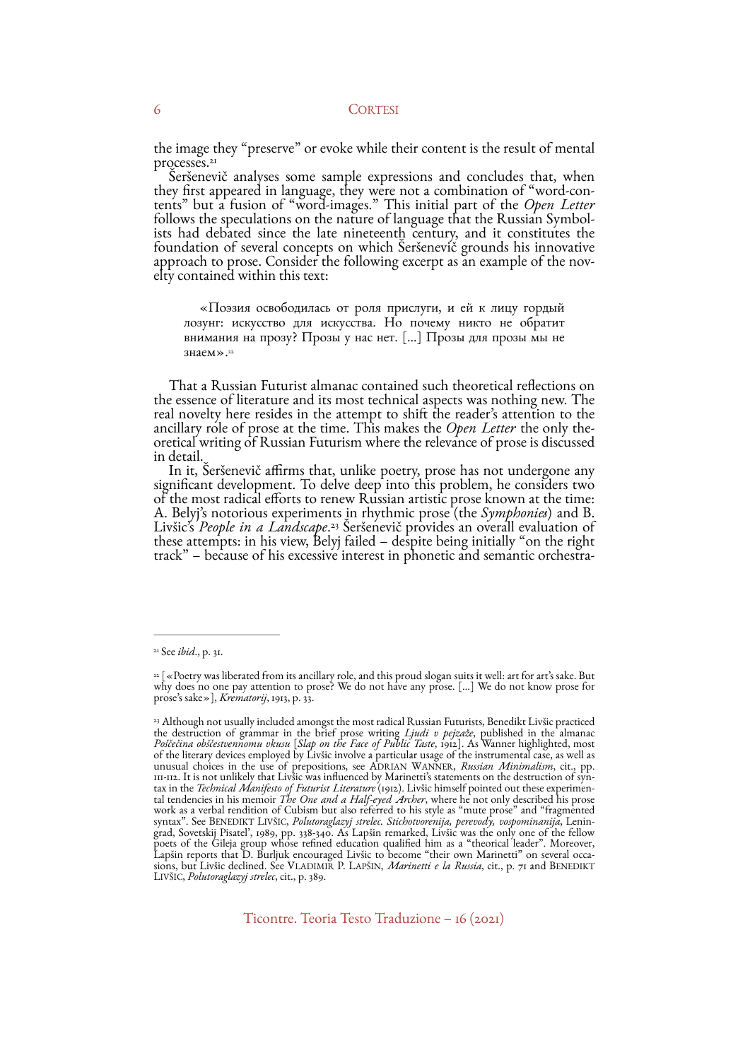the image they "preserve" or evoke while their content is the result of mental processes.[21]

Šerševenič analyses some sample expressions and concludes that, when they first appeared in language, they were not a combination of "word-contents" but a fusion of "word-images." This initial part of the *Open Letter* follows the speculations on the nature of language that the Russian Symbolists had debated since the late nineteenth century, and it constitutes the foundation of several concepts on which Šerševenič grounds his innovative approach to prose. Consider the following excerpt as an example of the novelty contained within this text:

> «Поэзия освободилась от роля прислуги, и ей к лицу гордый лозунг: искусство для искусства. Но почему никто не обратит внимания на прозу? Прозы у нас нет. [...] Прозы для прозы мы не знаем».[22]

That a Russian Futurist almanac contained such theoretical reflections on the essence of literature and its most technical aspects was nothing new. The real novelty here resides in the attempt to shift the reader's attention to the ancillary role of prose at the time. This makes the *Open Letter* the only theoretical writing of Russian Futurism where the relevance of prose is discussed in detail.

In it, Šerševenič affirms that, unlike poetry, prose has not undergone any significant development. To delve deep into this problem, he considers two of the most radical efforts to renew Russian artistic prose known at the time: A. Belyj's notorious experiments in rhythmic prose (the *Symphonies*) and B. Livšic's *People in a Landscape*.[23] Šerševenič provides an overall evaluation of these attempts: in his view, Belyj failed – despite being initially "on the right track" – because of his excessive interest in phonetic and semantic orchestra-

---

[21] See *ibid*., p. 31.

[22] [«Poetry was liberated from its ancillary role, and this proud slogan suits it well: art for art's sake. But why does no one pay attention to prose? We do not have any prose. [...] We do not know prose for prose's sake»], *Krematorij*, 1913, p. 33.

[23] Although not usually included amongst the most radical Russian Futurists, Benedikt Livšic practiced the destruction of grammar in the brief prose writing *Ljudi v pejzaže*, published in the almanac *Poščečina obščestvennomu vkusu* [*Slap on the Face of Public Taste*, 1912]. As Wanner highlighted, most of the literary devices employed by Livšic involve a particular usage of the instrumental case, as well as unusual choices in the use of prepositions, see ADRIAN WANNER, *Russian Minimalism*, cit., pp. 111-112. It is not unlikely that Livšic was influenced by Marinetti's statements on the destruction of syntax in the *Technical Manifesto of Futurist Literature* (1912). Livšic himself pointed out these experimental tendencies in his memoir *The One and a Half-eyed Archer*, where he not only described his prose work as a verbal rendition of Cubism but also referred to his style as "mute prose" and "fragmented syntax". See BENEDIKT LIVŠIC, *Polutoraglazyj strelec. Stichotvorenija, perevody, vospominanija*, Leningrad, Sovetskij Pisatel', 1989, pp. 338-340. As Lapšin remarked, Livšic was the only one of the fellow poets of the Gileja group whose refined education qualified him as a "theorical leader". Moreover, Lapšin reports that D. Burljuk encouraged Livšic to become "their own Marinetti" on several occasions, but Livšic declined. See VLADIMIR P. LAPŠIN, *Marinetti e la Russia*, cit., p. 71 and BENEDIKT LIVŠIC, *Polutoraglazyj strelec*, cit., p. 389.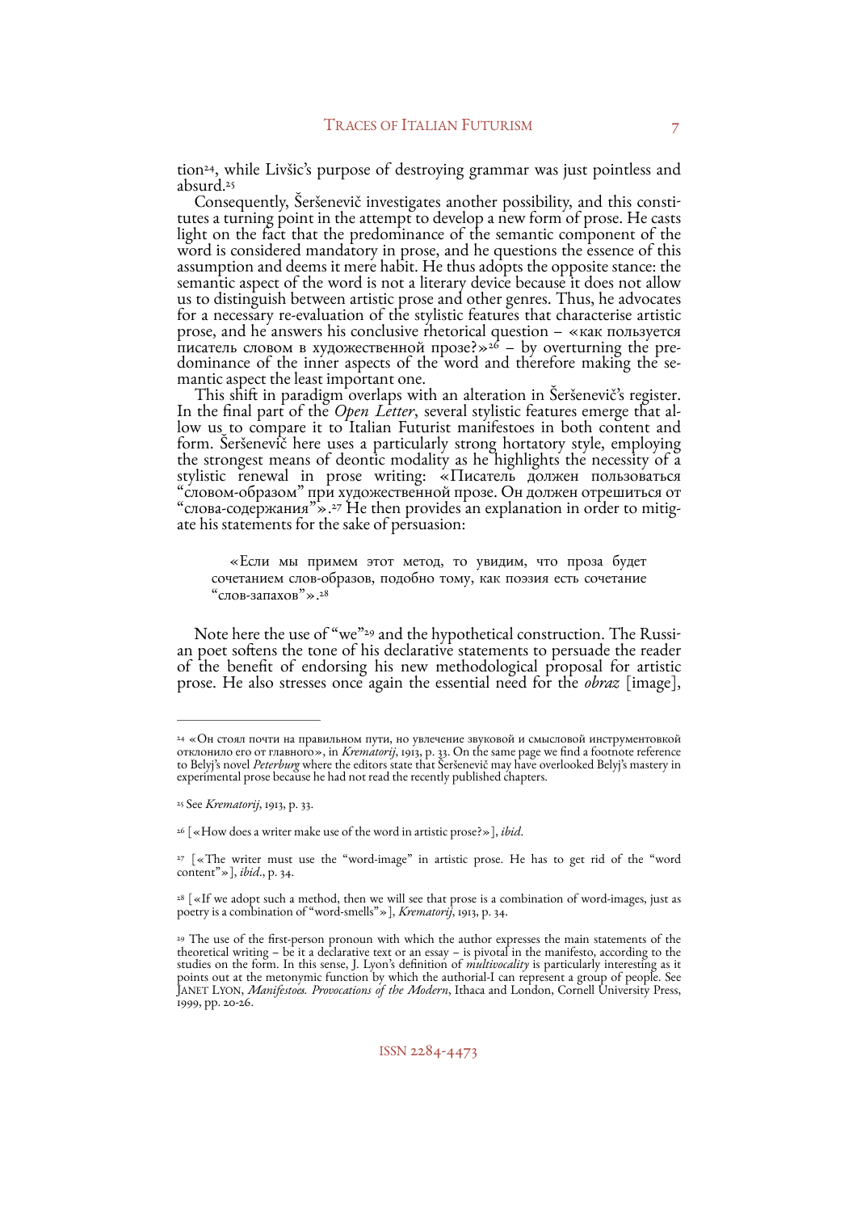tion[24], while Livšic's purpose of destroying grammar was just pointless and absurd.[25]

Consequently, Šeršenevič investigates another possibility, and this constitutes a turning point in the attempt to develop a new form of prose. He casts light on the fact that the predominance of the semantic component of the word is considered mandatory in prose, and he questions the essence of this assumption and deems it mere habit. He thus adopts the opposite stance: the semantic aspect of the word is not a literary device because it does not allow us to distinguish between artistic prose and other genres. Thus, he advocates for a necessary re-evaluation of the stylistic features that characterise artistic prose, and he answers his conclusive rhetorical question – «как пользуется писатель словом в художественной прозе?»[26] – by overturning the predominance of the inner aspects of the word and therefore making the semantic aspect the least important one.

This shift in paradigm overlaps with an alteration in Šeršenevič's register. In the final part of the *Open Letter*, several stylistic features emerge that allow us to compare it to Italian Futurist manifestoes in both content and form. Šeršenevič here uses a particularly strong hortatory style, employing the strongest means of deontic modality as he highlights the necessity of a stylistic renewal in prose writing: «Писатель должен пользоваться "словом-образом" при художественной прозе. Он должен отрешиться от "слова-содержания"».[27] He then provides an explanation in order to mitigate his statements for the sake of persuasion:

> «Если мы примем этот метод, то увидим, что проза будет сочетанием слов-образов, подобно тому, как поэзия есть сочетание "слов-запахов"».[28]

Note here the use of "we"[29] and the hypothetical construction. The Russian poet softens the tone of his declarative statements to persuade the reader of the benefit of endorsing his new methodological proposal for artistic prose. He also stresses once again the essential need for the *obraz* [image],

---

[24] «Он стоял почти на правильном пути, но увлечение звуковой и смысловой инструментовкой отклонило его от главного», in *Krematorij*, 1913, p. 33. On the same page we find a footnote reference to Belyj's novel *Peterburg* where the editors state that Šeršenevič may have overlooked Belyj's mastery in experimental prose because he had not read the recently published chapters.

[25] See *Krematorij*, 1913, p. 33.

[26] [«How does a writer make use of the word in artistic prose?»], *ibid*.

[27] [«The writer must use the "word-image" in artistic prose. He has to get rid of the "word content"»], *ibid*., p. 34.

[28] [«If we adopt such a method, then we will see that prose is a combination of word-images, just as poetry is a combination of "word-smells"»], *Krematorij*, 1913, p. 34.

[29] The use of the first-person pronoun with which the author expresses the main statements of the theoretical writing – be it a declarative text or an essay – is pivotal in the manifesto, according to the studies on the form. In this sense, J. Lyon's definition of *multivocality* is particularly interesting as it points out at the metonymic function by which the authorial-I can represent a group of people. See Janet Lyon, *Manifestoes. Provocations of the Modern*, Ithaca and London, Cornell University Press, 1999, pp. 20-26.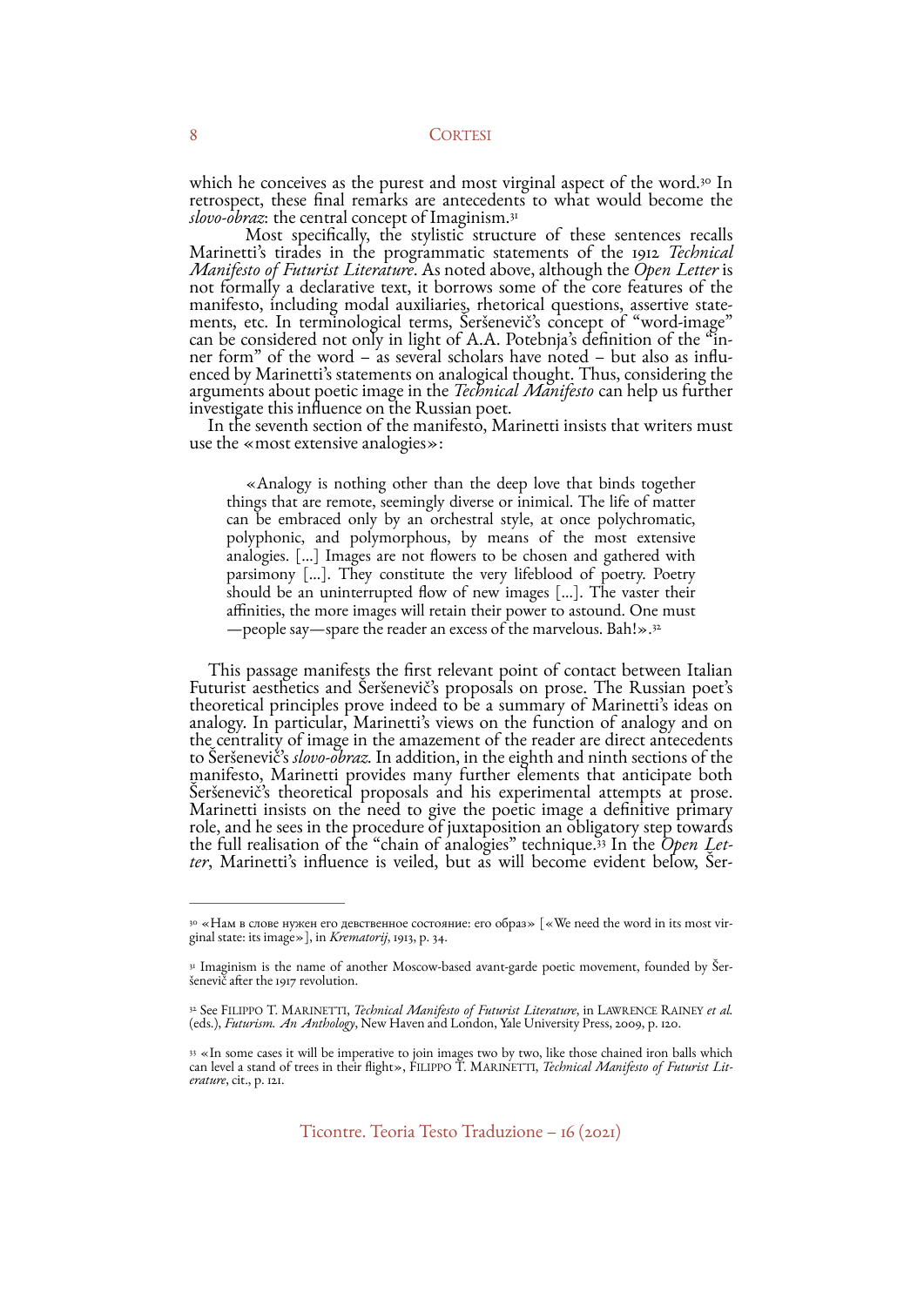which he conceives as the purest and most virginal aspect of the word.[30] In retrospect, these final remarks are antecedents to what would become the *slovo-obraz*: the central concept of Imaginism.[31]

Most specifically, the stylistic structure of these sentences recalls Marinetti's tirades in the programmatic statements of the 1912 *Technical Manifesto of Futurist Literature*. As noted above, although the *Open Letter* is not formally a declarative text, it borrows some of the core features of the manifesto, including modal auxiliaries, rhetorical questions, assertive statements, etc. In terminological terms, Šeršenevič's concept of "word-image" can be considered not only in light of A.A. Potebnja's definition of the "inner form" of the word – as several scholars have noted – but also as influenced by Marinetti's statements on analogical thought. Thus, considering the arguments about poetic image in the *Technical Manifesto* can help us further investigate this influence on the Russian poet.

In the seventh section of the manifesto, Marinetti insists that writers must use the «most extensive analogies»:

> «Analogy is nothing other than the deep love that binds together things that are remote, seemingly diverse or inimical. The life of matter can be embraced only by an orchestral style, at once polychromatic, polyphonic, and polymorphous, by means of the most extensive analogies. [...] Images are not flowers to be chosen and gathered with parsimony [...]. They constitute the very lifeblood of poetry. Poetry should be an uninterrupted flow of new images [...]. The vaster their affinities, the more images will retain their power to astound. One must —people say—spare the reader an excess of the marvelous. Bah!».[32]

This passage manifests the first relevant point of contact between Italian Futurist aesthetics and Šeršenevič's proposals on prose. The Russian poet's theoretical principles prove indeed to be a summary of Marinetti's ideas on analogy. In particular, Marinetti's views on the function of analogy and on the centrality of image in the amazement of the reader are direct antecedents to Šeršenevič's *slovo-obraz*. In addition, in the eighth and ninth sections of the manifesto, Marinetti provides many further elements that anticipate both Šeršenevič's theoretical proposals and his experimental attempts at prose. Marinetti insists on the need to give the poetic image a definitive primary role, and he sees in the procedure of juxtaposition an obligatory step towards the full realisation of the "chain of analogies" technique.[33] In the *Open Letter*, Marinetti's influence is veiled, but as will become evident below, Šer-

---

[30] «Нам в слове нужен его девственное состояние: его образ» [«We need the word in its most virginal state: its image»], in *Krematorij*, 1913, p. 34.

[31] Imaginism is the name of another Moscow-based avant-garde poetic movement, founded by Šeršenevič after the 1917 revolution.

[32] See Filippo T. Marinetti, *Technical Manifesto of Futurist Literature*, in Lawrence Rainey *et al.* (eds.), *Futurism. An Anthology*, New Haven and London, Yale University Press, 2009, p. 120.

[33] «In some cases it will be imperative to join images two by two, like those chained iron balls which can level a stand of trees in their flight», Filippo T. Marinetti, *Technical Manifesto of Futurist Literature*, cit., p. 121.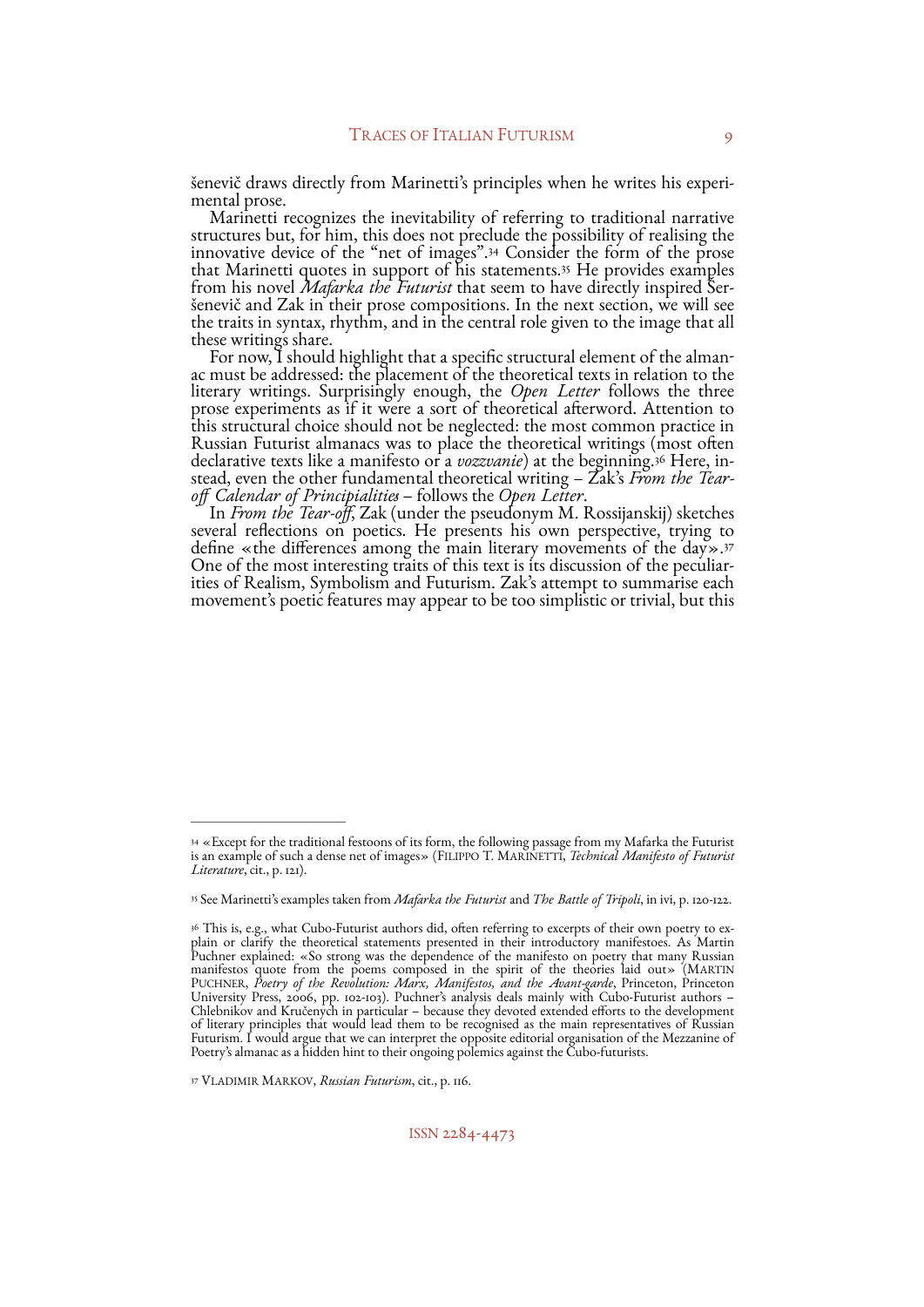ševič draws directly from Marinetti's principles when he writes his experimental prose.

Marinetti recognizes the inevitability of referring to traditional narrative structures but, for him, this does not preclude the possibility of realising the innovative device of the "net of images".[34] Consider the form of the prose that Marinetti quotes in support of his statements.[35] He provides examples from his novel *Mafarka the Futurist* that seem to have directly inspired Šeršenevič and Zak in their prose compositions. In the next section, we will see the traits in syntax, rhythm, and in the central role given to the image that all these writings share.

For now, I should highlight that a specific structural element of the almanac must be addressed: the placement of the theoretical texts in relation to the literary writings. Surprisingly enough, the *Open Letter* follows the three prose experiments as if it were a sort of theoretical afterword. Attention to this structural choice should not be neglected: the most common practice in Russian Futurist almanacs was to place the theoretical writings (most often declarative texts like a manifesto or a *vozzvanie*) at the beginning.[36] Here, instead, even the other fundamental theoretical writing – Zak's *From the Tear-off Calendar of Principialities* – follows the *Open Letter*.

In *From the Tear-off*, Zak (under the pseudonym M. Rossijanskij) sketches several reflections on poetics. He presents his own perspective, trying to define «the differences among the main literary movements of the day».[37] One of the most interesting traits of this text is its discussion of the peculiarities of Realism, Symbolism and Futurism. Zak's attempt to summarise each movement's poetic features may appear to be too simplistic or trivial, but this

---

[34] «Except for the traditional festoons of its form, the following passage from my Mafarka the Futurist is an example of such a dense net of images» (FILIPPO T. MARINETTI, *Technical Manifesto of Futurist Literature*, cit., p. 121).

[35] See Marinetti's examples taken from *Mafarka the Futurist* and *The Battle of Tripoli*, in ivi, p. 120-122.

[36] This is, e.g., what Cubo-Futurist authors did, often referring to excerpts of their own poetry to explain or clarify the theoretical statements presented in their introductory manifestoes. As Martin Puchner explained: «So strong was the dependence of the manifesto on poetry that many Russian manifestos quote from the poems composed in the spirit of the theories laid out» (MARTIN PUCHNER, *Poetry of the Revolution: Marx, Manifestos, and the Avant-garde*, Princeton, Princeton University Press, 2006, pp. 102-103). Puchner's analysis deals mainly with Cubo-Futurist authors – Chlebnikov and Kručenych in particular – because they devoted extended efforts to the development of literary principles that would lead them to be recognised as the main representatives of Russian Futurism. I would argue that we can interpret the opposite editorial organisation of the Mezzanine of Poetry's almanac as a hidden hint to their ongoing polemics against the Cubo-futurists.

[37] VLADIMIR MARKOV, *Russian Futurism*, cit., p. 116.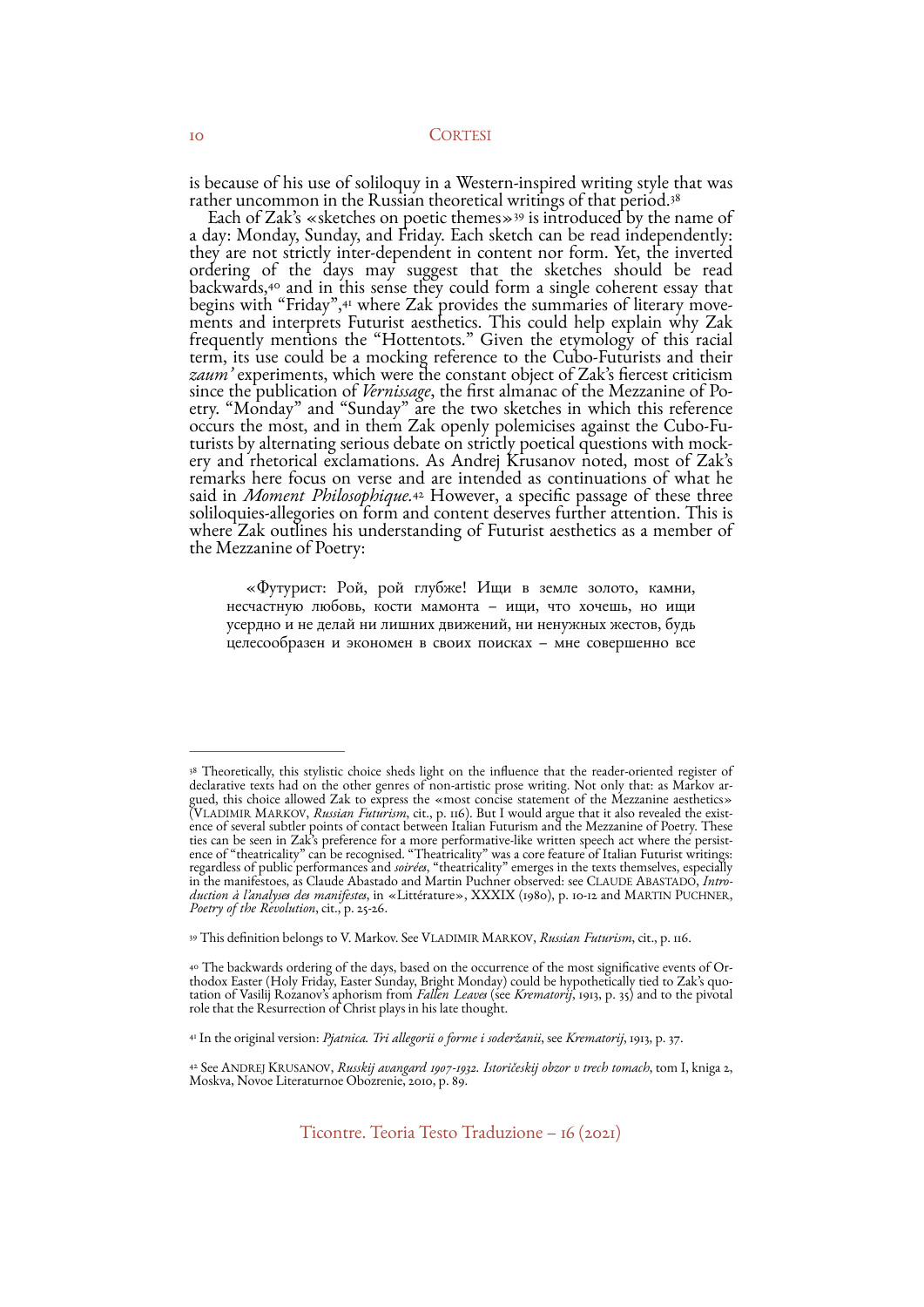is because of his use of soliloquy in a Western-inspired writing style that was rather uncommon in the Russian theoretical writings of that period.[38]

Each of Zak's «sketches on poetic themes»[39] is introduced by the name of a day: Monday, Sunday, and Friday. Each sketch can be read independently: they are not strictly inter-dependent in content nor form. Yet, the inverted ordering of the days may suggest that the sketches should be read backwards,[40] and in this sense they could form a single coherent essay that begins with "Friday",[41] where Zak provides the summaries of literary movements and interprets Futurist aesthetics. This could help explain why Zak frequently mentions the "Hottentots." Given the etymology of this racial term, its use could be a mocking reference to the Cubo-Futurists and their *zaum'* experiments, which were the constant object of Zak's fiercest criticism since the publication of *Vernissage*, the first almanac of the Mezzanine of Poetry. "Monday" and "Sunday" are the two sketches in which this reference occurs the most, and in them Zak openly polemicises against the Cubo-Futurists by alternating serious debate on strictly poetical questions with mockery and rhetorical exclamations. As Andrej Krusanov noted, most of Zak's remarks here focus on verse and are intended as continuations of what he said in *Moment Philosophique*.[42] However, a specific passage of these three soliloquies-allegories on form and content deserves further attention. This is where Zak outlines his understanding of Futurist aesthetics as a member of the Mezzanine of Poetry:

> «Футурист: Рой, рой глубже! Ищи в земле золото, камни, несчастную любовь, кости мамонта – ищи, что хочешь, но ищи усердно и не делай ни лишних движений, ни ненужных жестов, будь целесообразен и экономен в своих поисках – мне совершенно все

---

[38] Theoretically, this stylistic choice sheds light on the influence that the reader-oriented register of declarative texts had on the other genres of non-artistic prose writing. Not only that: as Markov argued, this choice allowed Zak to express the «most concise statement of the Mezzanine aesthetics» (VLADIMIR MARKOV, *Russian Futurism*, cit., p. 116). But I would argue that it also revealed the existence of several subtler points of contact between Italian Futurism and the Mezzanine of Poetry. These ties can be seen in Zak's preference for a more performative-like written speech act where the persistence of "theatricality" can be recognised. "Theatricality" was a core feature of Italian Futurist writings: regardless of public performances and *soirées*, "theatricality" emerges in the texts themselves, especially in the manifestoes, as Claude Abastado and Martin Puchner observed: see CLAUDE ABASTADO, *Introduction à l'analyses des manifestes*, in «Littérature», XXXIX (1980), p. 10-12 and MARTIN PUCHNER, *Poetry of the Revolution*, cit., p. 25-26.

[39] This definition belongs to V. Markov. See VLADIMIR MARKOV, *Russian Futurism*, cit., p. 116.

[40] The backwards ordering of the days, based on the occurrence of the most significative events of Orthodox Easter (Holy Friday, Easter Sunday, Bright Monday) could be hypothetically tied to Zak's quotation of Vasilij Rozanov's aphorism from *Fallen Leaves* (see *Krematorij*, 1913, p. 35) and to the pivotal role that the Resurrection of Christ plays in his late thought.

[41] In the original version: *Pjatnica. Tri allegorii o forme i soderžanii*, see *Krematorij*, 1913, p. 37.

[42] See ANDREJ KRUSANOV, *Russkij avangard 1907-1932. Istoričeskij obzor v trech tomach*, tom I, kniga 2, Moskva, Novoe Literaturnoe Obozrenie, 2010, p. 89.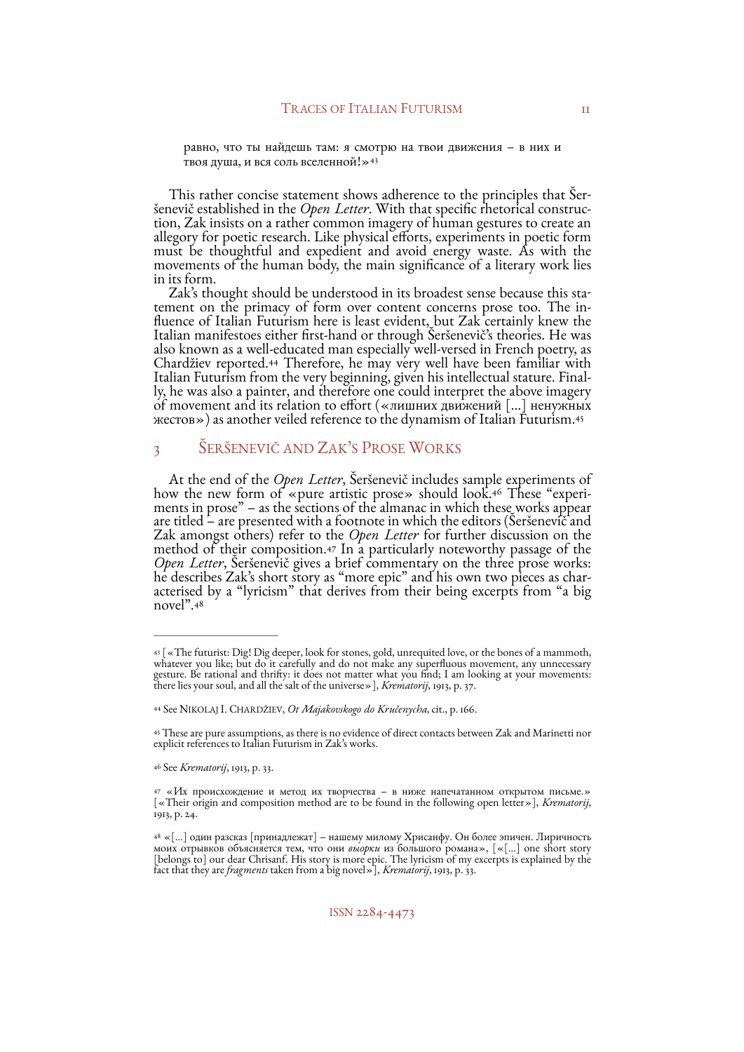равно, что ты найдешь там: я смотрю на твои движения – в них и твоя душа, и вся соль вселенной!»[43]

This rather concise statement shows adherence to the principles that Šeršenevič established in the *Open Letter*. With that specific rhetorical construction, Zak insists on a rather common imagery of human gestures to create an allegory for poetic research. Like physical efforts, experiments in poetic form must be thoughtful and expedient and avoid energy waste. As with the movements of the human body, the main significance of a literary work lies in its form.

Zak's thought should be understood in its broadest sense because this statement on the primacy of form over content concerns prose too. The influence of Italian Futurism here is least evident, but Zak certainly knew the Italian manifestoes either first-hand or through Šeršenevič's theories. He was also known as a well-educated man especially well-versed in French poetry, as Chardžiev reported.[44] Therefore, he may very well have been familiar with Italian Futurism from the very beginning, given his intellectual stature. Finally, he was also a painter, and therefore one could interpret the above imagery of movement and its relation to effort («лишних движений [...] ненужных жестов») as another veiled reference to the dynamism of Italian Futurism.[45]

## 3 Šeršenevič and Zak's Prose Works

At the end of the *Open Letter*, Šeršenevič includes sample experiments of how the new form of «pure artistic prose» should look.[46] These "experiments in prose" – as the sections of the almanac in which these works appear are titled – are presented with a footnote in which the editors (Šeršenevič and Zak amongst others) refer to the *Open Letter* for further discussion on the method of their composition.[47] In a particularly noteworthy passage of the *Open Letter*, Šeršenevič gives a brief commentary on the three prose works: he describes Zak's short story as "more epic" and his own two pieces as characterised by a "lyricism" that derives from their being excerpts from "a big novel".[48]

---

[43] [«The futurist: Dig! Dig deeper, look for stones, gold, unrequited love, or the bones of a mammoth, whatever you like; but do it carefully and do not make any superfluous movement, any unnecessary gesture. Be rational and thrifty: it does not matter what you find; I am looking at your movements: there lies your soul, and all the salt of the universe»], *Krematorij*, 1913, p. 37.

[44] See Nikolaj I. Chardžiev, *Ot Majakovskogo do Kručenycha*, cit., p. 166.

[45] These are pure assumptions, as there is no evidence of direct contacts between Zak and Marinetti nor explicit references to Italian Futurism in Zak's works.

[46] See *Krematorij*, 1913, p. 33.

[47] «Их происхождение и метод их творчества – в ниже напечатанном открытом письме.» [«Their origin and composition method are to be found in the following open letter»], *Krematorij*, 1913, p. 24.

[48] «[...] один разсказ [принадлежат] – нашему милому Хрисанфу. Он более эпичен. Лиричность моих отрывков объясняется тем, что они *выорки* из большого романа», [«[...] one short story [belongs to] our dear Chrisanf. His story is more epic. The lyricism of my excerpts is explained by the fact that they are *fragments* taken from a big novel»], *Krematorij*, 1913, p. 33.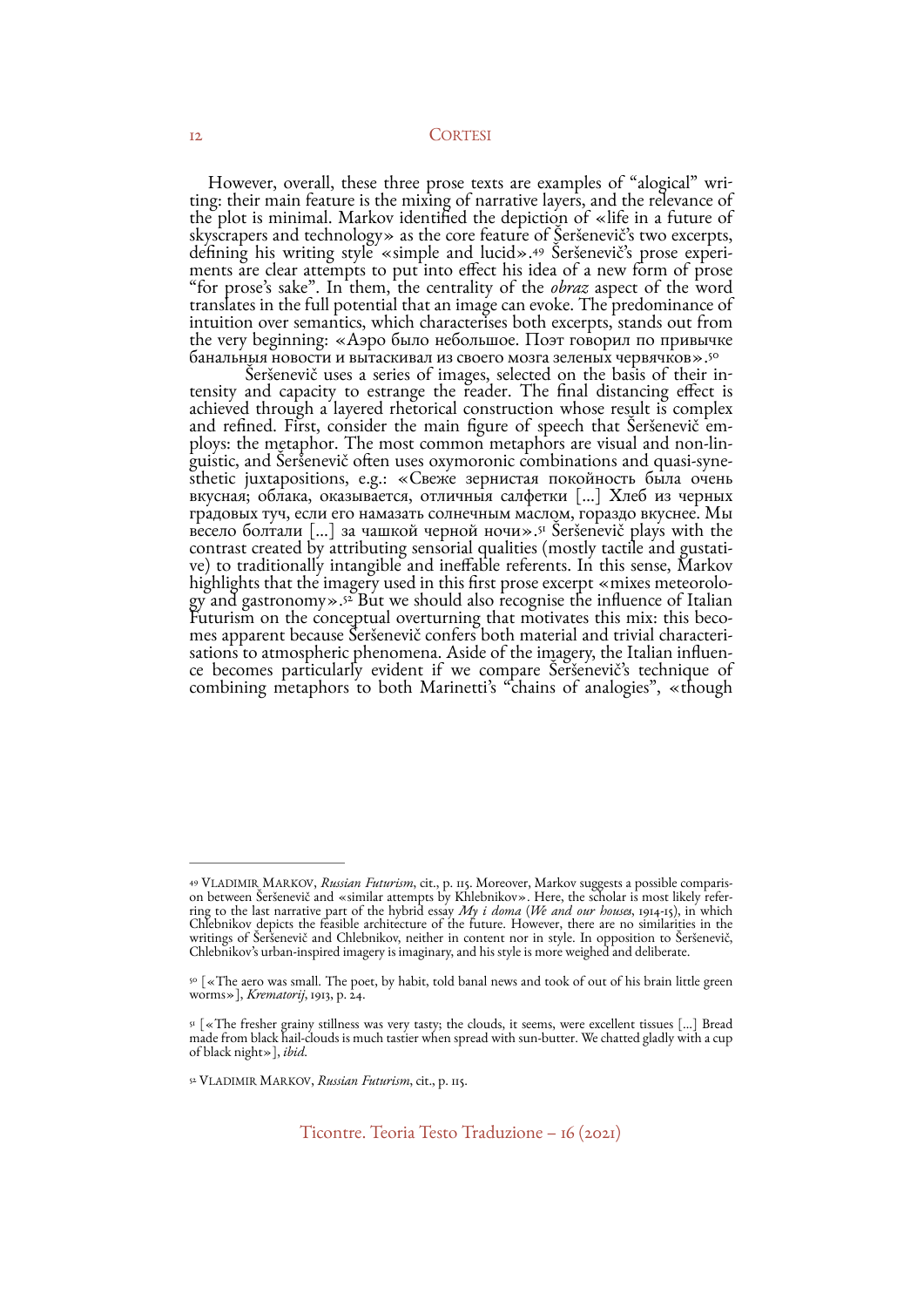However, overall, these three prose texts are examples of "alogical" writing: their main feature is the mixing of narrative layers, and the relevance of the plot is minimal. Markov identified the depiction of «life in a future of skyscrapers and technology» as the core feature of Šerševič's two excerpts, defining his writing style «simple and lucid».[49] Šerševič's prose experiments are clear attempts to put into effect his idea of a new form of prose "for prose's sake". In them, the centrality of the *obraz* aspect of the word translates in the full potential that an image can evoke. The predominance of intuition over semantics, which characterises both excerpts, stands out from the very beginning: «Аэро было небольшое. Поэт говорил по привычке банальныя новости и вытаскивал из своего мозга зеленых червячков».[50]

Šerševič uses a series of images, selected on the basis of their intensity and capacity to estrange the reader. The final distancing effect is achieved through a layered rhetorical construction whose result is complex and refined. First, consider the main figure of speech that Šerševič employs: the metaphor. The most common metaphors are visual and non-linguistic, and Šerševič often uses oxymoronic combinations and quasi-synesthetic juxtapositions, e.g.: «Свеже зернистая покойность была очень вкусная; облака, оказывается, отличныя салфетки [...] Хлеб из черных градовых туч, если его намазать солнечным маслом, гораздо вкуснее. Мы весело болтали [...] за чашкой черной ночи».[51] Šerševič plays with the contrast created by attributing sensorial qualities (mostly tactile and gustative) to traditionally intangible and ineffable referents. In this sense, Markov highlights that the imagery used in this first prose excerpt «mixes meteorology and gastronomy».[52] But we should also recognise the influence of Italian Futurism on the conceptual overturning that motivates this mix: this becomes apparent because Šerševič confers both material and trivial characterisations to atmospheric phenomena. Aside of the imagery, the Italian influence becomes particularly evident if we compare Šerševič's technique of combining metaphors to both Marinetti's "chains of analogies", «though

---

[49] Vladimir Markov, *Russian Futurism*, cit., p. 115. Moreover, Markov suggests a possible comparison between Šerševič and «similar attempts by Khlebnikov». Here, the scholar is most likely referring to the last narrative part of the hybrid essay *My i doma* (*We and our houses*, 1914-15), in which Chlebnikov depicts the feasible architecture of the future. However, there are no similarities in the writings of Šerševič and Chlebnikov, neither in content nor in style. In opposition to Šerševič, Chlebnikov's urban-inspired imagery is imaginary, and his style is more weighed and deliberate.

[50] [«The aero was small. The poet, by habit, told banal news and took of out of his brain little green worms»], *Krematorij*, 1913, p. 24.

[51] [«The fresher grainy stillness was very tasty; the clouds, it seems, were excellent tissues [...] Bread made from black hail-clouds is much tastier when spread with sun-butter. We chatted gladly with a cup of black night»], *ibid.*

[52] Vladimir Markov, *Russian Futurism*, cit., p. 115.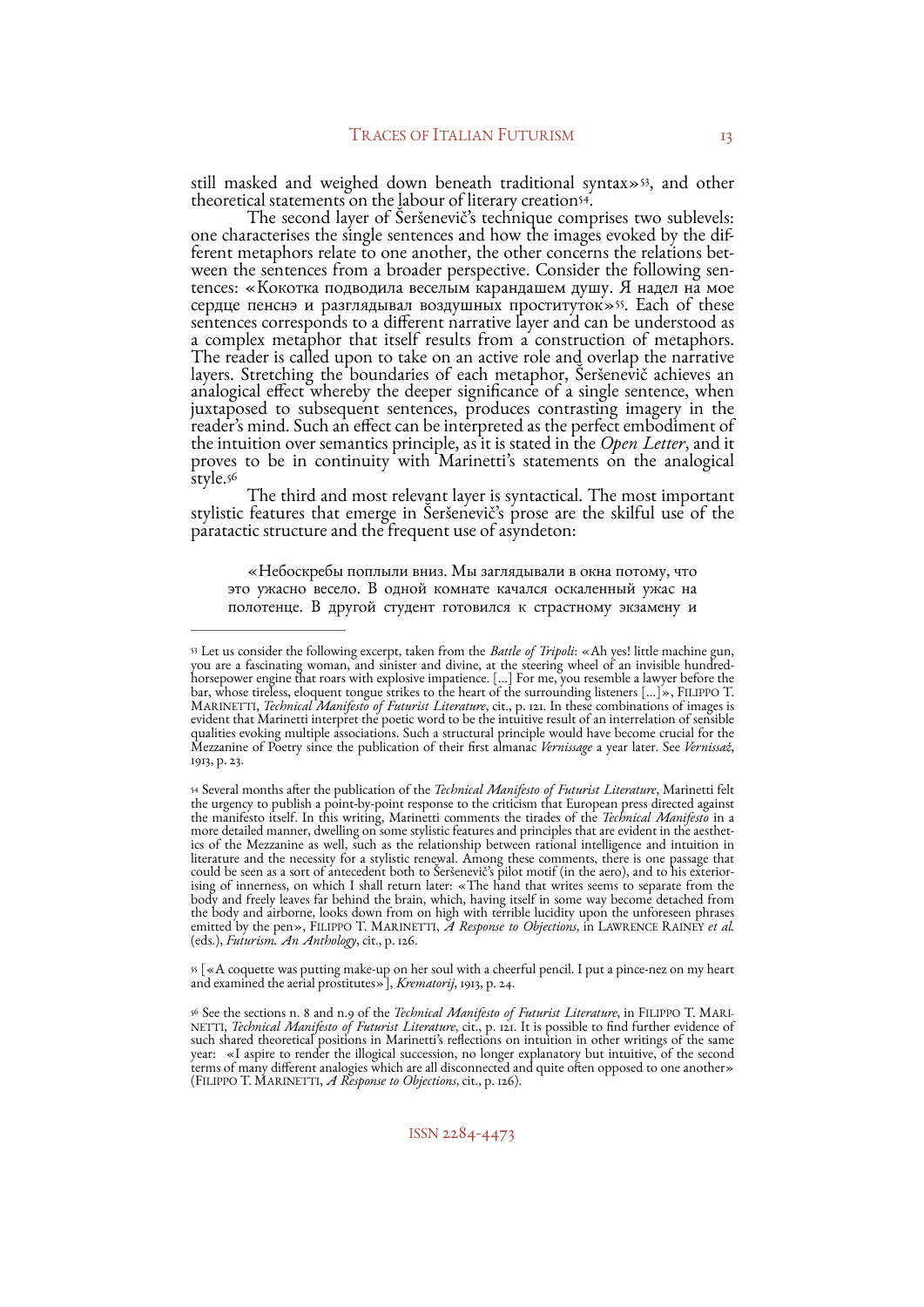still masked and weighed down beneath traditional syntax»[53], and other theoretical statements on the labour of literary creation[54].

The second layer of Šeršenevič's technique comprises two sublevels: one characterises the single sentences and how the images evoked by the different metaphors relate to one another, the other concerns the relations between the sentences from a broader perspective. Consider the following sentences: «Кокотка подводила веселым карандашем душу. Я надел на мое сердце пенснэ и разглядывал воздушных проституток»[55]. Each of these sentences corresponds to a different narrative layer and can be understood as a complex metaphor that itself results from a construction of metaphors. The reader is called upon to take on an active role and overlap the narrative layers. Stretching the boundaries of each metaphor, Šeršenevič achieves an analogical effect whereby the deeper significance of a single sentence, when juxtaposed to subsequent sentences, produces contrasting imagery in the reader's mind. Such an effect can be interpreted as the perfect embodiment of the intuition over semantics principle, as it is stated in the *Open Letter*, and it proves to be in continuity with Marinetti's statements on the analogical style.[56]

The third and most relevant layer is syntactical. The most important stylistic features that emerge in Šeršenevič's prose are the skilful use of the paratactic structure and the frequent use of asyndeton:

> «Небоскребы поплыли вниз. Мы заглядывали в окна потому, что это ужасно весело. В одной комнате начался оскаленный ужас на полотенце. В другой студент готовился к страстному экзамену и

---

[53] Let us consider the following excerpt, taken from the *Battle of Tripoli*: «Ah yes! little machine gun, you are a fascinating woman, and sinister and divine, at the steering wheel of an invisible hundred-horsepower engine that roars with explosive impatience. [...] For me, you resemble a lawyer before the bar, whose tireless, eloquent tongue strikes to the heart of the surrounding listeners [...]», FILIPPO T. MARINETTI, *Technical Manifesto of Futurist Literature*, cit., p. 121. In these combinations of images is evident that Marinetti interpret the poetic word to be the intuitive result of an interrelation of sensible qualities evoking multiple associations. Such a structural principle would have become crucial for the Mezzanine of Poetry since the publication of their first almanac *Vernissage* a year later. See *Vernissaž*, 1913, p. 23.

[54] Several months after the publication of the *Technical Manifesto of Futurist Literature*, Marinetti felt the urgency to publish a point-by-point response to the criticism that European press directed against the manifesto itself. In this writing, Marinetti comments the tirades of the *Technical Manifesto* in a more detailed manner, dwelling on some stylistic features and principles that are evident in the aesthetics of the Mezzanine as well, such as the relationship between rational intelligence and intuition in literature and the necessity for a stylistic renewal. Among these comments, there is one passage that could be seen as a sort of antecedent both to Šeršenevič's pilot motif (in the aero), and to his exteriorising of innerness, on which I shall return later: «The hand that writes seems to separate from the body and freely leaves far behind the brain, which, having itself in some way become detached from the body and airborne, looks down from on high with terrible lucidity upon the unforeseen phrases emitted by the pen», FILIPPO T. MARINETTI, *A Response to Objections*, in LAWRENCE RAINEY *et al.* (eds.), *Futurism. An Anthology*, cit., p. 126.

[55] [«A coquette was putting make-up on her soul with a cheerful pencil. I put a pince-nez on my heart and examined the aerial prostitutes»], *Krematorij*, 1913, p. 24.

[56] See the sections n. 8 and n.9 of the *Technical Manifesto of Futurist Literature*, in FILIPPO T. MARINETTI, *Technical Manifesto of Futurist Literature*, cit., p. 121. It is possible to find further evidence of such shared theoretical positions in Marinetti's reflections on intuition in other writings of the same year: «I aspire to render the illogical succession, no longer explanatory but intuitive, of the second terms of many different analogies which are all disconnected and quite often opposed to one another» (FILIPPO T. MARINETTI, *A Response to Objections*, cit., p. 126).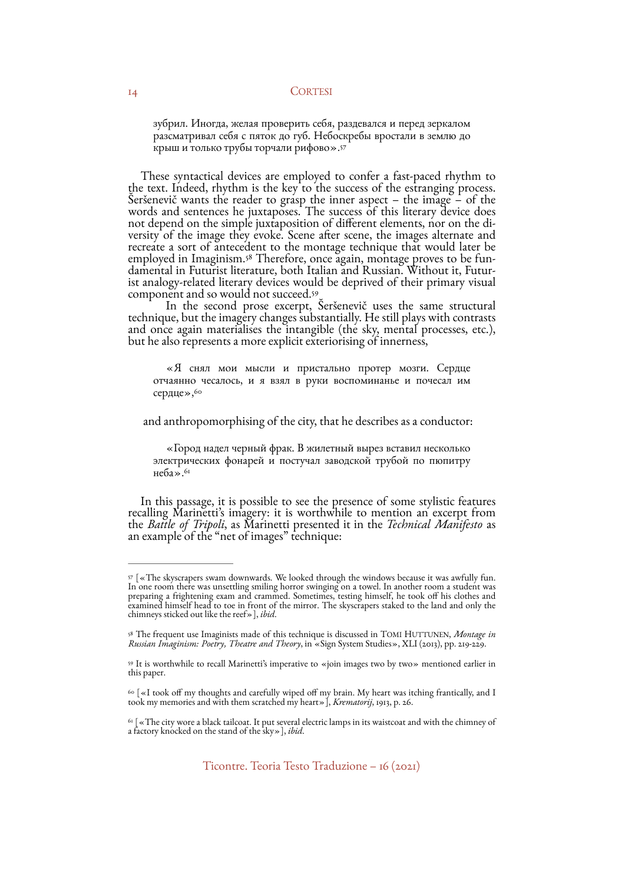> зубрил. Иногда, желая проверить себя, раздевался и перед зеркалом разсматривал себя с пяток до губ. Небоскребы вростали в землю до крыш и только трубы торчали рифово».[57]

These syntactical devices are employed to confer a fast-paced rhythm to the text. Indeed, rhythm is the key to the success of the estranging process. Šeršenevič wants the reader to grasp the inner aspect – the image – of the words and sentences he juxtaposes. The success of this literary device does not depend on the simple juxtaposition of different elements, nor on the diversity of the image they evoke. Scene after scene, the images alternate and recreate a sort of antecedent to the montage technique that would later be employed in Imaginism.[58] Therefore, once again, montage proves to be fundamental in Futurist literature, both Italian and Russian. Without it, Futurist analogy-related literary devices would be deprived of their primary visual component and so would not succeed.[59]

In the second prose excerpt, Šeršenevič uses the same structural technique, but the imagery changes substantially. He still plays with contrasts and once again materialises the intangible (the sky, mental processes, etc.), but he also represents a more explicit exteriorising of innerness,

> «Я снял мои мысли и пристально протер мозги. Сердце отчаянно чесалось, и я взял в руки воспоминанье и почесал им сердце»,[60]

and anthropomorphising of the city, that he describes as a conductor:

> «Город надел черный фрак. В жилетный вырез вставил несколько электрических фонарей и постучал заводской трубой по пюпитру неба».[61]

In this passage, it is possible to see the presence of some stylistic features recalling Marinetti's imagery: it is worthwhile to mention an excerpt from the *Battle of Tripoli*, as Marinetti presented it in the *Technical Manifesto* as an example of the "net of images" technique:

---

[57] [«The skyscrapers swam downwards. We looked through the windows because it was awfully fun. In one room there was unsettling smiling horror swinging on a towel. In another room a student was preparing a frightening exam and crammed. Sometimes, testing himself, he took off his clothes and examined himself head to toe in front of the mirror. The skyscrapers staked to the land and only the chimneys sticked out like the reef»], *ibid*.

[58] The frequent use Imaginists made of this technique is discussed in Tomi Huttunen, *Montage in Russian Imaginism: Poetry, Theatre and Theory*, in «Sign System Studies», XLI (2013), pp. 219-229.

[59] It is worthwhile to recall Marinetti's imperative to «join images two by two» mentioned earlier in this paper.

[60] [«I took off my thoughts and carefully wiped off my brain. My heart was itching frantically, and I took my memories and with them scratched my heart»], *Krematorij*, 1913, p. 26.

[61] [«The city wore a black tailcoat. It put several electric lamps in its waistcoat and with the chimney of a factory knocked on the stand of the sky»], *ibid*.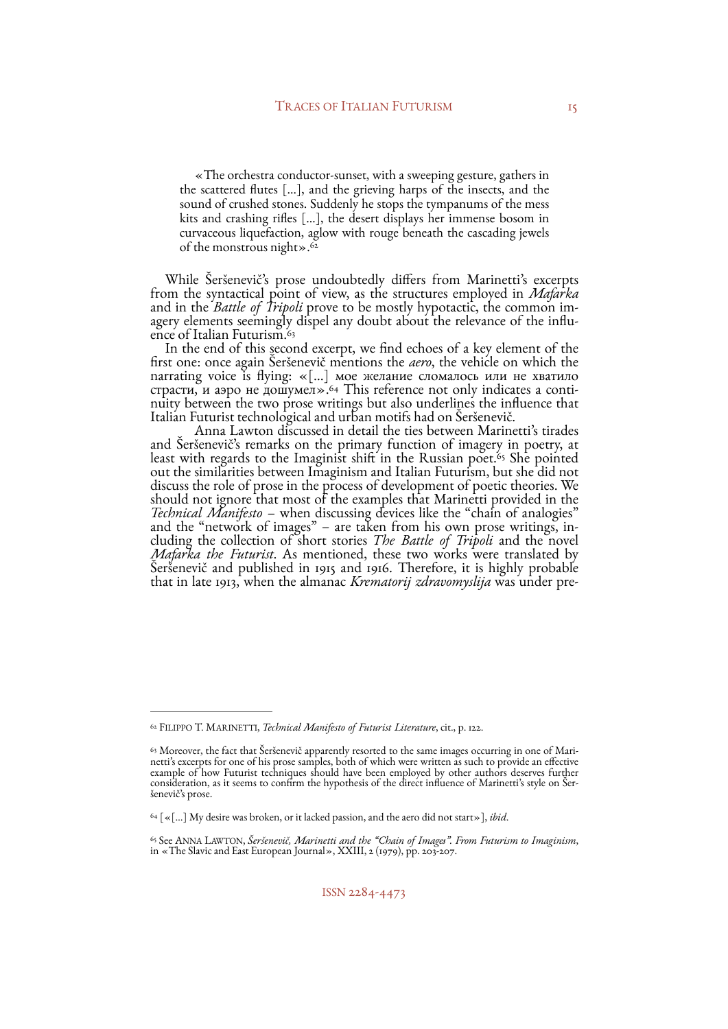> «The orchestra conductor-sunset, with a sweeping gesture, gathers in the scattered flutes [...], and the grieving harps of the insects, and the sound of crushed stones. Suddenly he stops the tympanums of the mess kits and crashing rifles [...], the desert displays her immense bosom in curvaceous liquefaction, aglow with rouge beneath the cascading jewels of the monstrous night».[62]

While Šeršenevič's prose undoubtedly differs from Marinetti's excerpts from the syntactical point of view, as the structures employed in *Mafarka* and in the *Battle of Tripoli* prove to be mostly hypotactic, the common imagery elements seemingly dispel any doubt about the relevance of the influence of Italian Futurism.[63]

In the end of this second excerpt, we find echoes of a key element of the first one: once again Šeršenevič mentions the *aero*, the vehicle on which the narrating voice is flying: «[...] мое желание сломалось или не хватило страсти, и аэро не дошумел».[64] This reference not only indicates a continuity between the two prose writings but also underlines the influence that Italian Futurist technological and urban motifs had on Šeršenevič.

Anna Lawton discussed in detail the ties between Marinetti's tirades and Šeršenevič's remarks on the primary function of imagery in poetry, at least with regards to the Imaginist shift in the Russian poet.[65] She pointed out the similarities between Imaginism and Italian Futurism, but she did not discuss the role of prose in the process of development of poetic theories. We should not ignore that most of the examples that Marinetti provided in the *Technical Manifesto* – when discussing devices like the "chain of analogies" and the "network of images" – are taken from his own prose writings, including the collection of short stories *The Battle of Tripoli* and the novel *Mafarka the Futurist*. As mentioned, these two works were translated by Šeršenevič and published in 1915 and 1916. Therefore, it is highly probable that in late 1913, when the almanac *Krematorij zdravomyslija* was under pre-

---

[62] Filippo T. Marinetti, *Technical Manifesto of Futurist Literature*, cit., p. 122.

[63] Moreover, the fact that Šeršenevič apparently resorted to the same images occurring in one of Marinetti's excerpts for one of his prose samples, both of which were written as such to provide an effective example of how Futurist techniques should have been employed by other authors deserves further consideration, as it seems to confirm the hypothesis of the direct influence of Marinetti's style on Šeršenevič's prose.

[64] [«[...] My desire was broken, or it lacked passion, and the aero did not start»], *ibid*.

[65] See Anna Lawton, *Šeršenevič, Marinetti and the "Chain of Images". From Futurism to Imaginism*, in «The Slavic and East European Journal», XXIII, 2 (1979), pp. 203-207.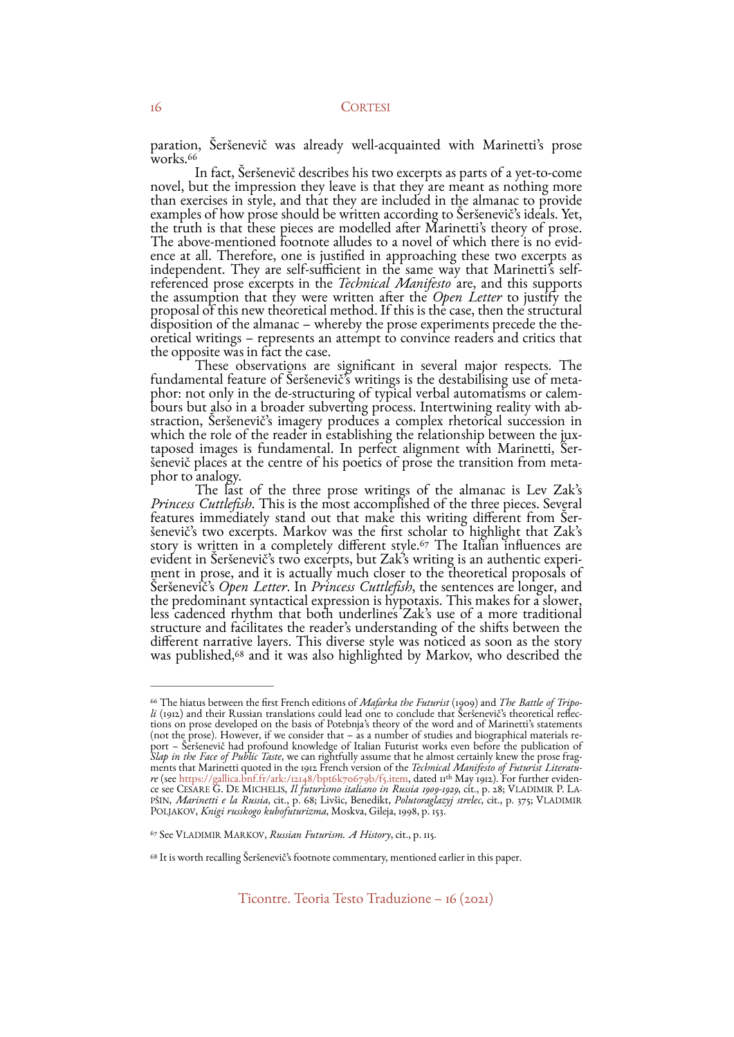paration, Šeršenevič was already well-acquainted with Marinetti's prose works.[66]

In fact, Šeršenevič describes his two excerpts as parts of a yet-to-come novel, but the impression they leave is that they are meant as nothing more than exercises in style, and that they are included in the almanac to provide examples of how prose should be written according to Šeršenevič's ideals. Yet, the truth is that these pieces are modelled after Marinetti's theory of prose. The above-mentioned footnote alludes to a novel of which there is no evidence at all. Therefore, one is justified in approaching these two excerpts as independent. They are self-sufficient in the same way that Marinetti's self-referenced prose excerpts in the *Technical Manifesto* are, and this supports the assumption that they were written after the *Open Letter* to justify the proposal of this new theoretical method. If this is the case, then the structural disposition of the almanac – whereby the prose experiments precede the theoretical writings – represents an attempt to convince readers and critics that the opposite was in fact the case.

These observations are significant in several major respects. The fundamental feature of Šeršenevič's writings is the destabilising use of metaphor: not only in the de-structuring of typical verbal automatisms or calembours but also in a broader subverting process. Intertwining reality with abstraction, Šeršenevič's imagery produces a complex rhetorical succession in which the role of the reader in establishing the relationship between the juxtaposed images is fundamental. In perfect alignment with Marinetti, Šeršenevič places at the centre of his poetics of prose the transition from metaphor to analogy.

The last of the three prose writings of the almanac is Lev Zak's *Princess Cuttlefish*. This is the most accomplished of the three pieces. Several features immediately stand out that make this writing different from Šeršenevič's two excerpts. Markov was the first scholar to highlight that Zak's story is written in a completely different style.[67] The Italian influences are evident in Šeršenevič's two excerpts, but Zak's writing is an authentic experiment in prose, and it is actually much closer to the theoretical proposals of Šeršenevič's *Open Letter*. In *Princess Cuttlefish*, the sentences are longer, and the predominant syntactical expression is hypotaxis. This makes for a slower, less cadenced rhythm that both underlines Zak's use of a more traditional structure and facilitates the reader's understanding of the shifts between the different narrative layers. This diverse style was noticed as soon as the story was published,[68] and it was also highlighted by Markov, who described the

---

[66] The hiatus between the first French editions of *Mafarka the Futurist* (1909) and *The Battle of Tripoli* (1912) and their Russian translations could lead one to conclude that Šeršenevič's theoretical reflections on prose developed on the basis of Potebnja's theory of the word and of Marinetti's statements (not the prose). However, if we consider that – as a number of studies and biographical materials report – Šeršenevič had profound knowledge of Italian Futurist works even before the publication of *Slap in the Face of Public Taste*, we can rightfully assume that he almost certainly knew the prose fragments that Marinetti quoted in the 1912 French version of the *Technical Manifesto of Futurist Literature* (see https://gallica.bnf.fr/ark:/12148/bpt6k70679b/f5.item, dated 11th May 1912). For further evidence see Cesare G. De Michelis, *Il futurismo italiano in Russia 1909-1929*, cit., p. 28; Vladimir P. Lapšin, *Marinetti e la Russia*, cit., p. 68; Livšic, Benedikt, *Polutoraglazyj strelec*, cit., p. 375; Vladimir Poljakov, *Knigi russkogo kubofuturizma*, Moskva, Gileja, 1998, p. 153.

[67] See Vladimir Markov, *Russian Futurism. A History*, cit., p. 115.

[68] It is worth recalling Šeršenevič's footnote commentary, mentioned earlier in this paper.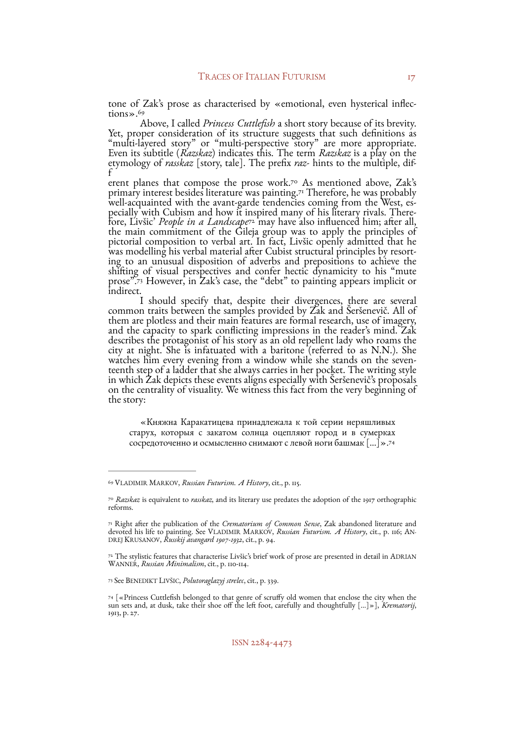tone of Zak's prose as characterised by «emotional, even hysterical inflections».[69]

Above, I called *Princess Cuttlefish* a short story because of its brevity. Yet, proper consideration of its structure suggests that such definitions as "multi-layered story" or "multi-perspective story" are more appropriate. Even its subtitle (*Razskaz*) indicates this. The term *Razskaz* is a play on the etymology of *rasskaz* [story, tale]. The prefix *raz-* hints to the multiple, different planes that compose the prose work.[70] As mentioned above, Zak's primary interest besides literature was painting.[71] Therefore, he was probably well-acquainted with the avant-garde tendencies coming from the West, especially with Cubism and how it inspired many of his literary rivals. Therefore, Livšic' *People in a Landscape*[72] may have also influenced him; after all, the main commitment of the Gileja group was to apply the principles of pictorial composition to verbal art. In fact, Livšic openly admitted that he was modelling his verbal material after Cubist structural principles by resorting to an unusual disposition of adverbs and prepositions to achieve the shifting of visual perspectives and confer hectic dynamicity to his "mute prose".[73] However, in Zak's case, the "debt" to painting appears implicit or indirect.

I should specify that, despite their divergences, there are several common traits between the samples provided by Zak and Šeršenevič. All of them are plotless and their main features are formal research, use of imagery, and the capacity to spark conflicting impressions in the reader's mind. Zak describes the protagonist of his story as an old repellent lady who roams the city at night. She is infatuated with a baritone (referred to as N.N.). She watches him every evening from a window while she stands on the seventeenth step of a ladder that she always carries in her pocket. The writing style in which Zak depicts these events aligns especially with Šeršenevič's proposals on the centrality of visuality. We witness this fact from the very beginning of the story:

> «Княжна Каракатицева принадлежала к той серии неряшливых старух, которыя с закатом солнца оцепляют город и в сумерках сосредоточенно и осмысленно снимают с левой ноги башмак [...]».[74]

---

[69] VLADIMIR MARKOV, *Russian Futurism. A History*, cit., p. 115.

[70] *Razskaz* is equivalent to *rasskaz*, and its literary use predates the adoption of the 1917 orthographic reforms.

[71] Right after the publication of the *Crematorium of Common Sense*, Zak abandoned literature and devoted his life to painting. See VLADIMIR MARKOV, *Russian Futurism. A History*, cit., p. 116; ANDREJ KRUSANOV, *Russkij avangard 1907-1932*, cit., p. 94.

[72] The stylistic features that characterise Livšic's brief work of prose are presented in detail in ADRIAN WANNER, *Russian Minimalism*, cit., p. 110-114.

[73] See BENEDIKT LIVŠIC, *Polutoraglazyj strelec*, cit., p. 339.

[74] [«Princess Cuttlefish belonged to that genre of scruffy old women that enclose the city when the sun sets and, at dusk, take their shoe off the left foot, carefully and thoughtfully [...]»], *Krematorij*, 1913, p. 27.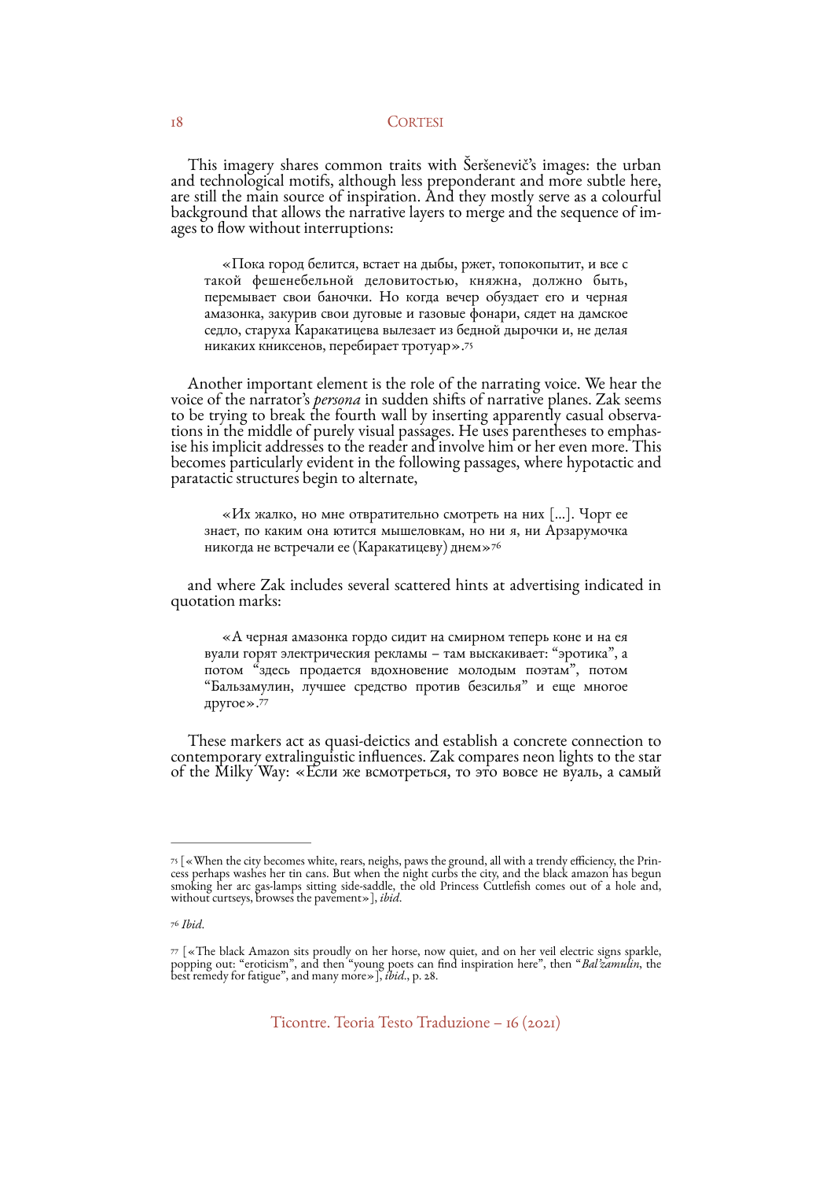This imagery shares common traits with Šeršenevič's images: the urban and technological motifs, although less preponderant and more subtle here, are still the main source of inspiration. And they mostly serve as a colourful background that allows the narrative layers to merge and the sequence of images to flow without interruptions:

> «Пока город белится, встает на дыбы, ржет, топокопытит, и все с такой фешенебельной деловитостью, княжна, должно быть, перемывает свои баночки. Но когда вечер обуздает его и черная амазонка, закурив свои дуговые и газовые фонари, сядет на дамское седло, старуха Каракатицева вылезает из бедной дырочки и, не делая никаких книксенов, перебирает тротуар».[75]

Another important element is the role of the narrating voice. We hear the voice of the narrator's *persona* in sudden shifts of narrative planes. Zak seems to be trying to break the fourth wall by inserting apparently casual observations in the middle of purely visual passages. He uses parentheses to emphasise his implicit addresses to the reader and involve him or her even more. This becomes particularly evident in the following passages, where hypotactic and paratactic structures begin to alternate,

> «Их жалко, но мне отвратительно смотреть на них [...]. Чорт ее знает, по каким она ютится мышеловкам, но ни я, ни Арзарумочка никогда не встречали ее (Каракатицеву) днем»[76]

and where Zak includes several scattered hints at advertising indicated in quotation marks:

> «А черная амазонка гордо сидит на смирном теперь коне и на ея вуали горят электрическия рекламы – там выскакивает: "эротика", а потом "здесь продается вдохновение молодым поэтам", потом "Бальзамулин, лучшее средство против безсилья" и еще многое другое».[77]

These markers act as quasi-deictics and establish a concrete connection to contemporary extralinguistic influences. Zak compares neon lights to the star of the Milky Way: «Если же всмотреться, то это вовсе не вуаль, а самый

---

[75] [«When the city becomes white, rears, neighs, paws the ground, all with a trendy efficiency, the Princess perhaps washes her tin cans. But when the night curbs the city, and the black amazon has begun smoking her arc gas-lamps sitting side-saddle, the old Princess Cuttlefish comes out of a hole and, without curtseys, browses the pavement»], *ibid*.

[76] *Ibid*.

[77] [«The black Amazon sits proudly on her horse, now quiet, and on her veil electric signs sparkle, popping out: "eroticism", and then "young poets can find inspiration here", then "*Bal'zamulin*, the best remedy for fatigue", and many more»], *ibid*., p. 28.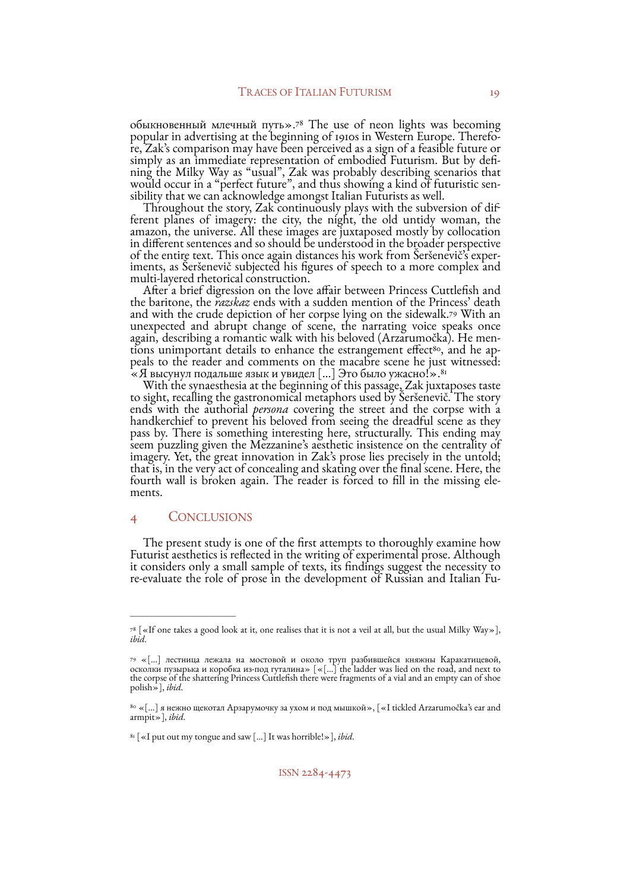обыкновенный млечный путь».[78] The use of neon lights was becoming popular in advertising at the beginning of 1910s in Western Europe. Therefore, Zak's comparison may have been perceived as a sign of a feasible future or simply as an immediate representation of embodied Futurism. But by defining the Milky Way as "usual", Zak was probably describing scenarios that would occur in a "perfect future", and thus showing a kind of futuristic sensibility that we can acknowledge amongst Italian Futurists as well.

Throughout the story, Zak continuously plays with the subversion of different planes of imagery: the city, the night, the old untidy woman, the amazon, the universe. All these images are juxtaposed mostly by collocation in different sentences and so should be understood in the broader perspective of the entire text. This once again distances his work from Šerševenič's experiments, as Šerševenič subjected his figures of speech to a more complex and multi-layered rhetorical construction.

After a brief digression on the love affair between Princess Cuttlefish and the baritone, the *razskaz* ends with a sudden mention of the Princess' death and with the crude depiction of her corpse lying on the sidewalk.[79] With an unexpected and abrupt change of scene, the narrating voice speaks once again, describing a romantic walk with his beloved (Arzarumočka). He mentions unimportant details to enhance the estrangement effect[80], and he appeals to the reader and comments on the macabre scene he just witnessed: «Я высунул подальше язык и увидел [...] Это было ужасно!».[81]

With the synaesthesia at the beginning of this passage, Zak juxtaposes taste to sight, recalling the gastronomical metaphors used by Šerševenič. The story ends with the authorial *persona* covering the street and the corpse with a handkerchief to prevent his beloved from seeing the dreadful scene as they pass by. There is something interesting here, structurally. This ending may seem puzzling given the Mezzanine's aesthetic insistence on the centrality of imagery. Yet, the great innovation in Zak's prose lies precisely in the untold; that is, in the very act of concealing and skating over the final scene. Here, the fourth wall is broken again. The reader is forced to fill in the missing elements.

## 4 Conclusions

The present study is one of the first attempts to thoroughly examine how Futurist aesthetics is reflected in the writing of experimental prose. Although it considers only a small sample of texts, its findings suggest the necessity to re-evaluate the role of prose in the development of Russian and Italian Fu-

---

[78] [«If one takes a good look at it, one realises that it is not a veil at all, but the usual Milky Way»], *ibid.*

[79] «[...] лестница лежала на мостовой и около труп разбившейся княжны Каракатицевой, осколки пузырька и коробка из-под гуталина» [«[...] the ladder was lied on the road, and next to the corpse of the shattering Princess Cuttlefish there were fragments of a vial and an empty can of shoe polish»], *ibid.*

[80] «[...] я нежно щекотал Арзарумочку за ухом и под мышкой», [«I tickled Arzarumočka's ear and armpit»], *ibid.*

[81] [«I put out my tongue and saw [...] It was horrible!»], *ibid.*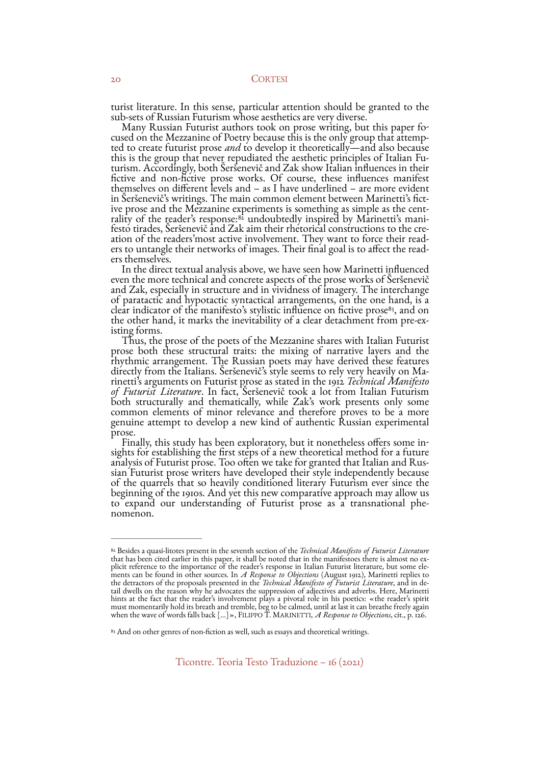turist literature. In this sense, particular attention should be granted to the sub-sets of Russian Futurism whose aesthetics are very diverse.

Many Russian Futurist authors took on prose writing, but this paper focused on the Mezzanine of Poetry because this is the only group that attempted to create futurist prose *and* to develop it theoretically—and also because this is the group that never repudiated the aesthetic principles of Italian Futurism. Accordingly, both Šeršenevič and Zak show Italian influences in their fictive and non-fictive prose works. Of course, these influences manifest themselves on different levels and – as I have underlined – are more evident in Šeršenevič's writings. The main common element between Marinetti's fictive prose and the Mezzanine experiments is something as simple as the centrality of the reader's response:[82] undoubtedly inspired by Marinetti's manifesto tirades, Šeršenevič and Zak aim their rhetorical constructions to the creation of the readers'most active involvement. They want to force their readers to untangle their networks of images. Their final goal is to affect the readers themselves.

In the direct textual analysis above, we have seen how Marinetti influenced even the more technical and concrete aspects of the prose works of Šeršenevič and Zak, especially in structure and in vividness of imagery. The interchange of paratactic and hypotactic syntactical arrangements, on the one hand, is a clear indicator of the manifesto's stylistic influence on fictive prose[83], and on the other hand, it marks the inevitability of a clear detachment from pre-existing forms.

Thus, the prose of the poets of the Mezzanine shares with Italian Futurist prose both these structural traits: the mixing of narrative layers and the rhythmic arrangement. The Russian poets may have derived these features directly from the Italians. Šeršenevič's style seems to rely very heavily on Marinetti's arguments on Futurist prose as stated in the 1912 *Technical Manifesto of Futurist Literature*. In fact, Šeršenevič took a lot from Italian Futurism both structurally and thematically, while Zak's work presents only some common elements of minor relevance and therefore proves to be a more genuine attempt to develop a new kind of authentic Russian experimental prose.

Finally, this study has been exploratory, but it nonetheless offers some insights for establishing the first steps of a new theoretical method for a future analysis of Futurist prose. Too often we take for granted that Italian and Russian Futurist prose writers have developed their style independently because of the quarrels that so heavily conditioned literary Futurism ever since the beginning of the 1910s. And yet this new comparative approach may allow us to expand our understanding of Futurist prose as a transnational phenomenon.

---

[82] Besides a quasi-litotes present in the seventh section of the *Technical Manifesto of Futurist Literature* that has been cited earlier in this paper, it shall be noted that in the manifestoes there is almost no explicit reference to the importance of the reader's response in Italian Futurist literature, but some elements can be found in other sources. In *A Response to Objections* (August 1912), Marinetti replies to the detractors of the proposals presented in the *Technical Manifesto of Futurist Literature*, and in detail dwells on the reason why he advocates the suppression of adjectives and adverbs. Here, Marinetti hints at the fact that the reader's involvement plays a pivotal role in his poetics: «the reader's spirit must momentarily hold its breath and tremble, beg to be calmed, until at last it can breathe freely again when the wave of words falls back [...]», FILIPPO T. MARINETTI, *A Response to Objections*, cit., p. 126.

[83] And on other genres of non-fiction as well, such as essays and theoretical writings.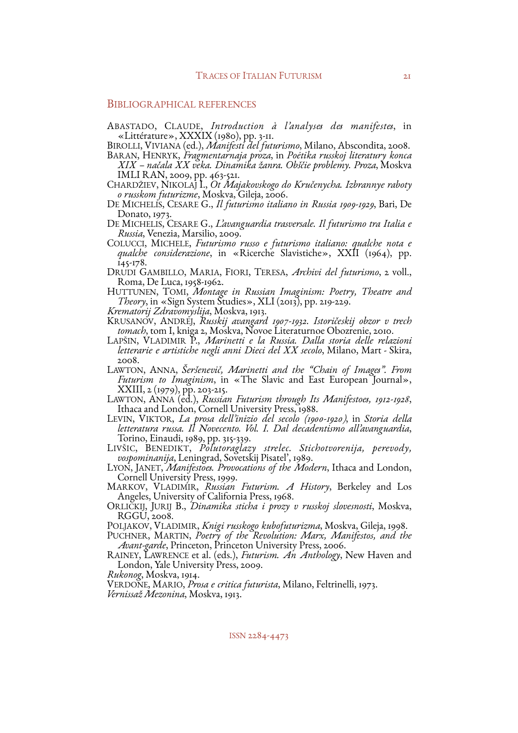## Bibliographical references

Abastado, Claude, *Introduction à l'analyses des manifestes*, in «Littérature», XXXIX (1980), pp. 3-11.

Birolli, Viviana (ed.), *Manifesti del futurismo*, Milano, Abscondita, 2008.

Baran, Henryk, *Fragmentarnaja proza*, in *Poėtika russkoj literatury konca XIX – načala XX veka. Dinamika žanra. Obščie problemy. Proza*, Moskva IMLI RAN, 2009, pp. 463-521.

Chardžiev, Nikolaj I., *Ot Majakovskogo do Kručenycha. Izbrannye raboty o russkom futurizme*, Moskva, Gileja, 2006.

De Michelis, Cesare G., *Il futurismo italiano in Russia 1909-1929*, Bari, De Donato, 1973.

De Michelis, Cesare G., *L'avanguardia trasversale. Il futurismo tra Italia e Russia*, Venezia, Marsilio, 2009.

Colucci, Michele, *Futurismo russo e futurismo italiano: qualche nota e qualche considerazione*, in «Ricerche Slavistiche», XXII (1964), pp. 145-178.

Drudi Gambillo, Maria, Fiori, Teresa, *Archivi del futurismo*, 2 voll., Roma, De Luca, 1958-1962.

Huttunen, Tomi, *Montage in Russian Imaginism: Poetry, Theatre and Theory*, in «Sign System Studies», XLI (2013), pp. 219-229.

*Krematorij Zdravomyslija*, Moskva, 1913.

Krusanov, Andrej, *Russkij avangard 1907-1932. Istoričeskij obzor v trech tomach*, tom I, kniga 2, Moskva, Novoe Literaturnoe Obozrenie, 2010.

Lapšin, Vladimir P., *Marinetti e la Russia. Dalla storia delle relazioni letterarie e artistiche negli anni Dieci del XX secolo*, Milano, Mart - Skira, 2008.

Lawton, Anna, *Šerševenič, Marinetti and the "Chain of Images". From Futurism to Imaginism*, in «The Slavic and East European Journal», XXIII, 2 (1979), pp. 203-215.

Lawton, Anna (ed.), *Russian Futurism through Its Manifestoes, 1912-1928*, Ithaca and London, Cornell University Press, 1988.

Levin, Viktor, *La prosa dell'inizio del secolo (1900-1920)*, in *Storia della letteratura russa. Il Novecento. Vol. I. Dal decadentismo all'avanguardia*, Torino, Einaudi, 1989, pp. 315-339.

Livšic, Benedikt, *Polutoraglazy strelec. Stichotvorenija, perevody, vospominanija*, Leningrad, Sovetskij Pisatel', 1989.

Lyon, Janet, *Manifestoes. Provocations of the Modern*, Ithaca and London, Cornell University Press, 1999.

Markov, Vladimir, *Russian Futurism. A History*, Berkeley and Los Angeles, University of California Press, 1968.

Orlickij, Jurij B., *Dinamika sticha i prozy v russkoj slovesnosti*, Moskva, RGGU, 2008.

Poljakov, Vladimir, *Knigi russkogo kubofuturizma*, Moskva, Gileja, 1998.

Puchner, Martin, *Poetry of the Revolution: Marx, Manifestos, and the Avant-garde*, Princeton, Princeton University Press, 2006.

Rainey, Lawrence et al. (eds.), *Futurism. An Anthology*, New Haven and London, Yale University Press, 2009.

*Rukonog*, Moskva, 1914.

Verdone, Mario, *Prosa e critica futurista*, Milano, Feltrinelli, 1973.

*Vernissaž Mezonina*, Moskva, 1913.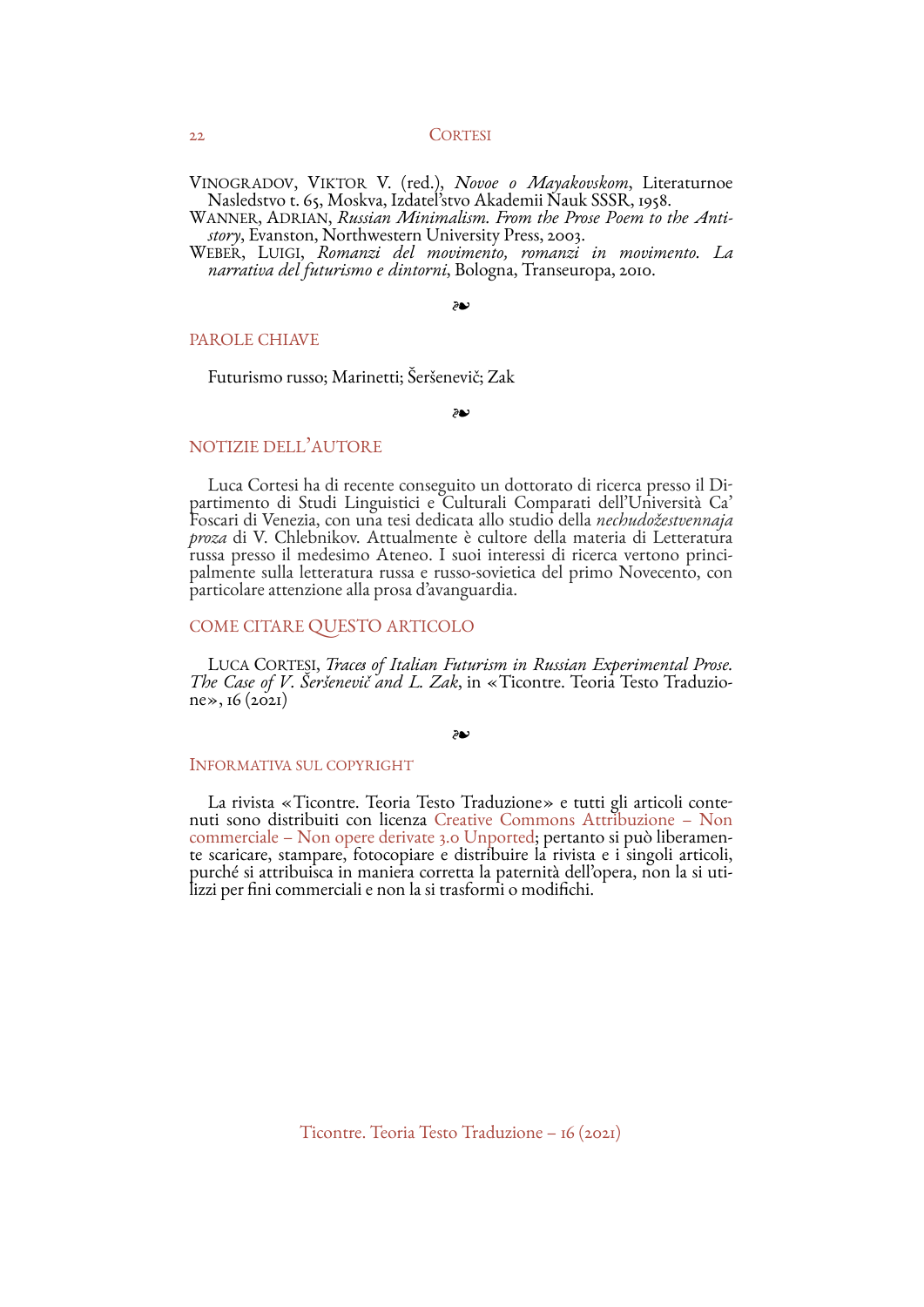VINOGRADOV, VIKTOR V. (red.), *Novoe o Mayakovskom*, Literaturnoe Nasledstvo t. 65, Moskva, Izdatel'stvo Akademii Nauk SSSR, 1958.

WANNER, ADRIAN, *Russian Minimalism. From the Prose Poem to the Anti-story*, Evanston, Northwestern University Press, 2003.

WEBER, LUIGI, *Romanzi del movimento, romanzi in movimento. La narrativa del futurismo e dintorni*, Bologna, Transeuropa, 2010.

❧

## PAROLE CHIAVE

Futurismo russo; Marinetti; Šeršenevič; Zak

❧

## NOTIZIE DELL'AUTORE

Luca Cortesi ha di recente conseguito un dottorato di ricerca presso il Dipartimento di Studi Linguistici e Culturali Comparati dell'Università Ca' Foscari di Venezia, con una tesi dedicata allo studio della *nechudožestvennaja proza* di V. Chlebnikov. Attualmente è cultore della materia di Letteratura russa presso il medesimo Ateneo. I suoi interessi di ricerca vertono principalmente sulla letteratura russa e russo-sovietica del primo Novecento, con particolare attenzione alla prosa d'avanguardia.

## COME CITARE QUESTO ARTICOLO

LUCA CORTESI, *Traces of Italian Futurism in Russian Experimental Prose. The Case of V. Šeršenevič and L. Zak*, in «Ticontre. Teoria Testo Traduzione», 16 (2021)

❧

## INFORMATIVA SUL COPYRIGHT

La rivista «Ticontre. Teoria Testo Traduzione» e tutti gli articoli contenuti sono distribuiti con licenza Creative Commons Attribuzione – Non commerciale – Non opere derivate 3.0 Unported; pertanto si può liberamente scaricare, stampare, fotocopiare e distribuire la rivista e i singoli articoli, purché si attribuisca in maniera corretta la paternità dell'opera, non la si utilizzi per fini commerciali e non la si trasformi o modifichi.